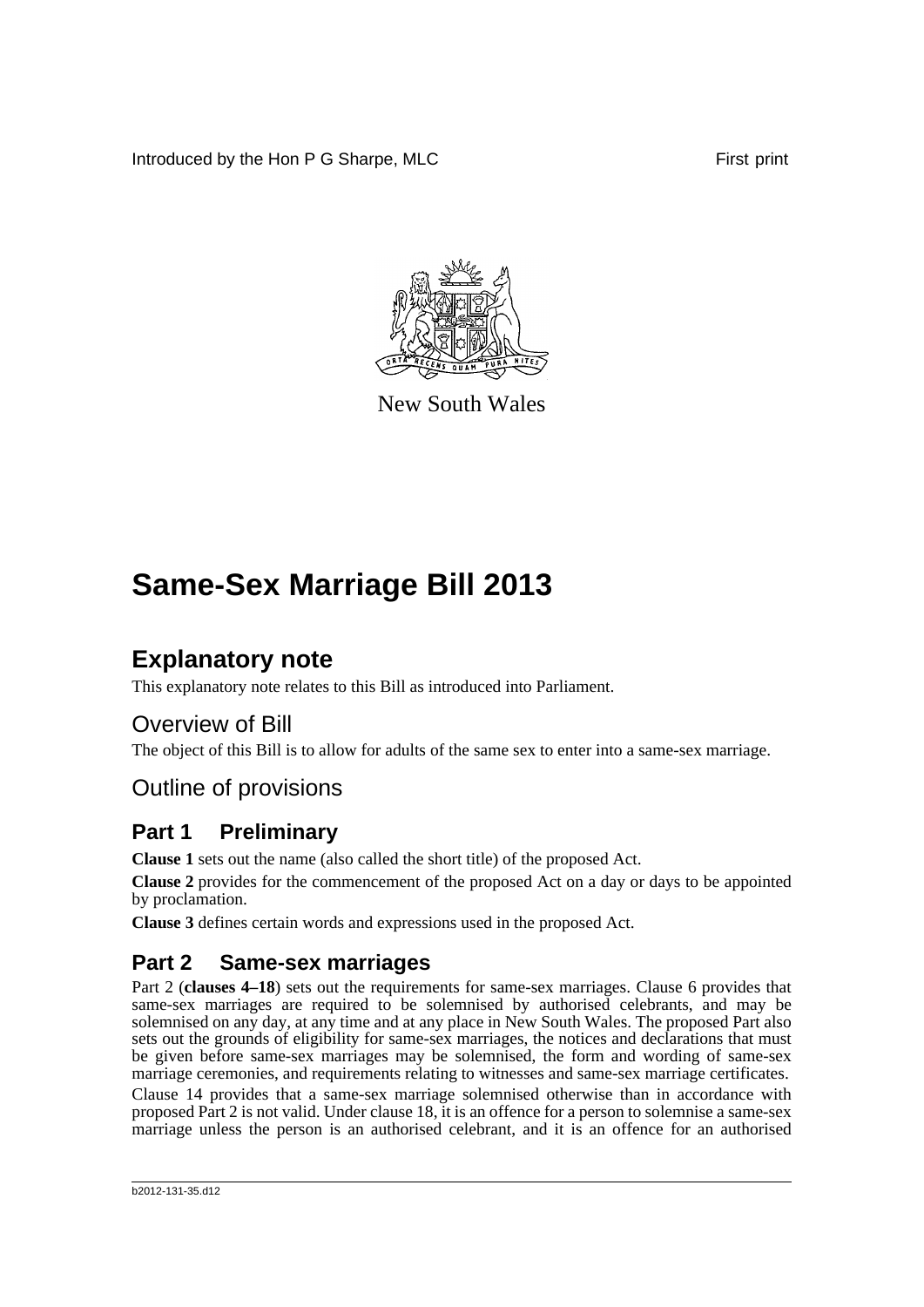Introduced by the Hon P G Sharpe, MLC First print

New South Wales

# Same-Sex Marriage Bill 2013

## Explanatory note

This explanatory note relates to this Bill as introduced into Parliament.

### Overview of Bill

The object of this Bill is to allow for adults of the same sex to enter into a same-sex marriage.

### Outline of provisions

## Part 1 Preliminary

**Clause 1** sets out the name (also called the short title) of the proposed Act.

**Clause 2** provides for the commencement of the proposed Act on a day or days to be appointed by proclamation.

**Clause 3** defines certain words and expressions used in the proposed Act.

## Part 2 Same-sex marriages

Part 2 (**clauses 4–18**) sets out the requirements for same-sex marriages. Clause 6 provides that same-sex marriages are required to be solemnised by authorised celebrants, and may be solemnised on any day, at any time and at any place in New South Wales. The proposed Part also sets out the grounds of eligibility for same-sex marriages, the notices and declarations that must be given before same-sex marriages may be solemnised, the form and wording of same-sex marriage ceremonies, and requirements relating to witnesses and same-sex marriage certificates.

Clause 14 provides that a same-sex marriage solemnised otherwise than in accordance with proposed Part 2 is not valid. Under clause 18, it is an offence for a person to solemnise a same-sex marriage unless the person is an authorised celebrant, and it is an offence for an authorised

b2012-131-35.d12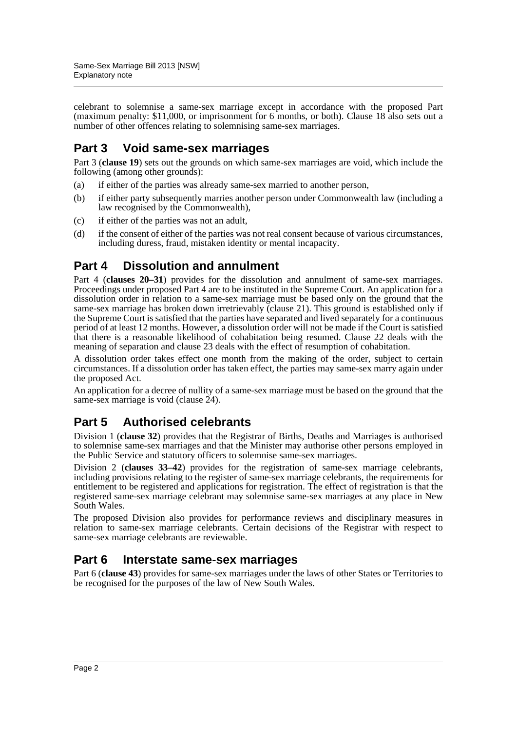celebrant to solemnise a same-sex marriage except in accordance with the proposed Part (maximum penalty: $11,000, or imprisonment for 6 months, or both). Clause 18 also sets out a number of other offences relating to solemnising same-sex marriages.

## Part 3 Void same-sex marriages

Part 3 (**clause 19**) sets out the grounds on which same-sex marriages are void, which include the following (among other grounds):

(a) if either of the parties was already same-sex married to another person,

(b) if either party subsequently marries another person under Commonwealth law (including a law recognised by the Commonwealth),

(c) if either of the parties was not an adult,

(d) if the consent of either of the parties was not real consent because of various circumstances, including duress, fraud, mistaken identity or mental incapacity.

## Part 4 Dissolution and annulment

Part 4 (**clauses 20–31**) provides for the dissolution and annulment of same-sex marriages. Proceedings under proposed Part 4 are to be instituted in the Supreme Court. An application for a dissolution order in relation to a same-sex marriage must be based only on the ground that the same-sex marriage has broken down irretrievably (clause 21). This ground is established only if the Supreme Court is satisfied that the parties have separated and lived separately for a continuous period of at least 12 months. However, a dissolution order will not be made if the Court is satisfied that there is a reasonable likelihood of cohabitation being resumed. Clause 22 deals with the meaning of separation and clause 23 deals with the effect of resumption of cohabitation.

A dissolution order takes effect one month from the making of the order, subject to certain circumstances. If a dissolution order has taken effect, the parties may same-sex marry again under the proposed Act.

An application for a decree of nullity of a same-sex marriage must be based on the ground that the same-sex marriage is void (clause 24).

## Part 5 Authorised celebrants

Division 1 (**clause 32**) provides that the Registrar of Births, Deaths and Marriages is authorised to solemnise same-sex marriages and that the Minister may authorise other persons employed in the Public Service and statutory officers to solemnise same-sex marriages.

Division 2 (**clauses 33–42**) provides for the registration of same-sex marriage celebrants, including provisions relating to the register of same-sex marriage celebrants, the requirements for entitlement to be registered and applications for registration. The effect of registration is that the registered same-sex marriage celebrant may solemnise same-sex marriages at any place in New South Wales.

The proposed Division also provides for performance reviews and disciplinary measures in relation to same-sex marriage celebrants. Certain decisions of the Registrar with respect to same-sex marriage celebrants are reviewable.

## Part 6 Interstate same-sex marriages

Part 6 (**clause 43**) provides for same-sex marriages under the laws of other States or Territories to be recognised for the purposes of the law of New South Wales.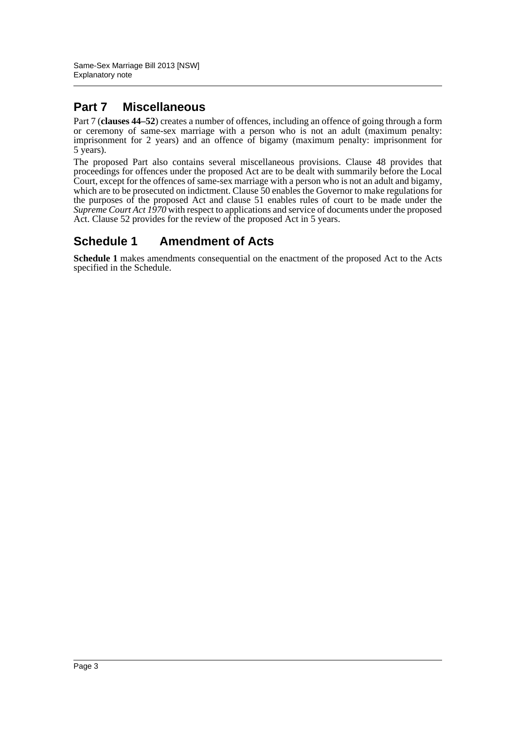## Part 7 Miscellaneous

Part 7 (**clauses 44–52**) creates a number of offences, including an offence of going through a form or ceremony of same-sex marriage with a person who is not an adult (maximum penalty: imprisonment for 2 years) and an offence of bigamy (maximum penalty: imprisonment for 5 years).

The proposed Part also contains several miscellaneous provisions. Clause 48 provides that proceedings for offences under the proposed Act are to be dealt with summarily before the Local Court, except for the offences of same-sex marriage with a person who is not an adult and bigamy, which are to be prosecuted on indictment. Clause 50 enables the Governor to make regulations for the purposes of the proposed Act and clause 51 enables rules of court to be made under the *Supreme Court Act 1970* with respect to applications and service of documents under the proposed Act. Clause 52 provides for the review of the proposed Act in 5 years.

## Schedule 1 Amendment of Acts

**Schedule 1** makes amendments consequential on the enactment of the proposed Act to the Acts specified in the Schedule.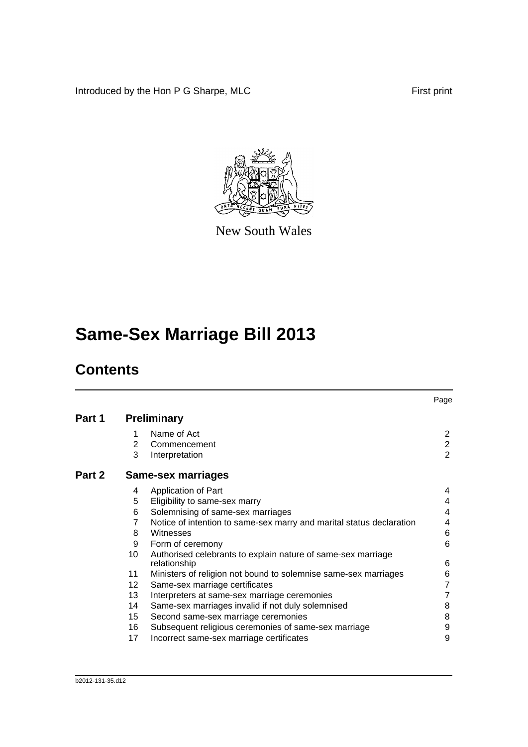Introduced by the Hon P G Sharpe, MLC First print

New South Wales

# Same-Sex Marriage Bill 2013

## Contents

| | | | Page |
|---|---|---|---|
| **Part 1** | **Preliminary** | | |
| | 1 | Name of Act | 2 |
| | 2 | Commencement | 2 |
| | 3 | Interpretation | 2 |
| **Part 2** | **Same-sex marriages** | | |
| | 4 | Application of Part | 4 |
| | 5 | Eligibility to same-sex marry | 4 |
| | 6 | Solemnising of same-sex marriages | 4 |
| | 7 | Notice of intention to same-sex marry and marital status declaration | 4 |
| | 8 | Witnesses | 6 |
| | 9 | Form of ceremony | 6 |
| | 10 | Authorised celebrants to explain nature of same-sex marriage relationship | 6 |
| | 11 | Ministers of religion not bound to solemnise same-sex marriages | 6 |
| | 12 | Same-sex marriage certificates | 7 |
| | 13 | Interpreters at same-sex marriage ceremonies | 7 |
| | 14 | Same-sex marriages invalid if not duly solemnised | 8 |
| | 15 | Second same-sex marriage ceremonies | 8 |
| | 16 | Subsequent religious ceremonies of same-sex marriage | 9 |
| | 17 | Incorrect same-sex marriage certificates | 9 |

b2012-131-35.d12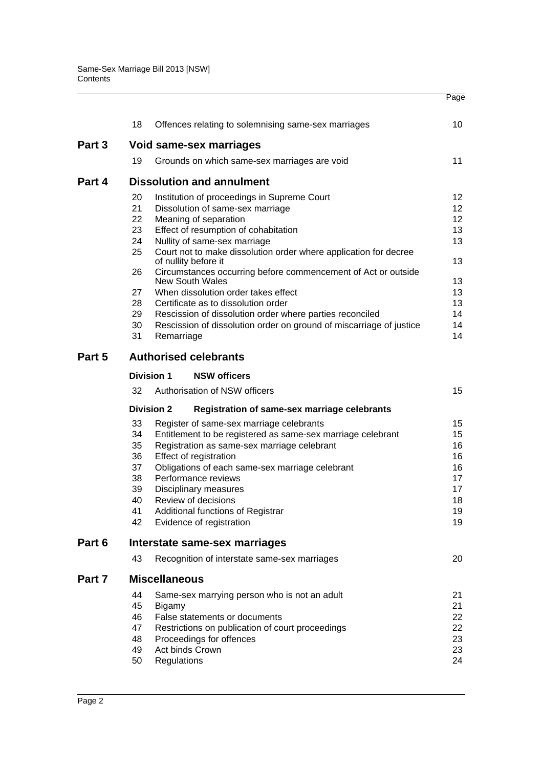| | | | Page |
|---|---|---|---|
| | 18 | Offences relating to solemnising same-sex marriages | 10 |
| **Part 3** | | **Void same-sex marriages** | |
| | 19 | Grounds on which same-sex marriages are void | 11 |
| **Part 4** | | **Dissolution and annulment** | |
| | 20 | Institution of proceedings in Supreme Court | 12 |
| | 21 | Dissolution of same-sex marriage | 12 |
| | 22 | Meaning of separation | 12 |
| | 23 | Effect of resumption of cohabitation | 13 |
| | 24 | Nullity of same-sex marriage | 13 |
| | 25 | Court not to make dissolution order where application for decree of nullity before it | 13 |
| | 26 | Circumstances occurring before commencement of Act or outside New South Wales | 13 |
| | 27 | When dissolution order takes effect | 13 |
| | 28 | Certificate as to dissolution order | 13 |
| | 29 | Rescission of dissolution order where parties reconciled | 14 |
| | 30 | Rescission of dissolution order on ground of miscarriage of justice | 14 |
| | 31 | Remarriage | 14 |
| **Part 5** | | **Authorised celebrants** | |
| | **Division 1** | **NSW officers** | |
| | 32 | Authorisation of NSW officers | 15 |
| | **Division 2** | **Registration of same-sex marriage celebrants** | |
| | 33 | Register of same-sex marriage celebrants | 15 |
| | 34 | Entitlement to be registered as same-sex marriage celebrant | 15 |
| | 35 | Registration as same-sex marriage celebrant | 16 |
| | 36 | Effect of registration | 16 |
| | 37 | Obligations of each same-sex marriage celebrant | 16 |
| | 38 | Performance reviews | 17 |
| | 39 | Disciplinary measures | 17 |
| | 40 | Review of decisions | 18 |
| | 41 | Additional functions of Registrar | 19 |
| | 42 | Evidence of registration | 19 |
| **Part 6** | | **Interstate same-sex marriages** | |
| | 43 | Recognition of interstate same-sex marriages | 20 |
| **Part 7** | | **Miscellaneous** | |
| | 44 | Same-sex marrying person who is not an adult | 21 |
| | 45 | Bigamy | 21 |
| | 46 | False statements or documents | 22 |
| | 47 | Restrictions on publication of court proceedings | 22 |
| | 48 | Proceedings for offences | 23 |
| | 49 | Act binds Crown | 23 |
| | 50 | Regulations | 24 |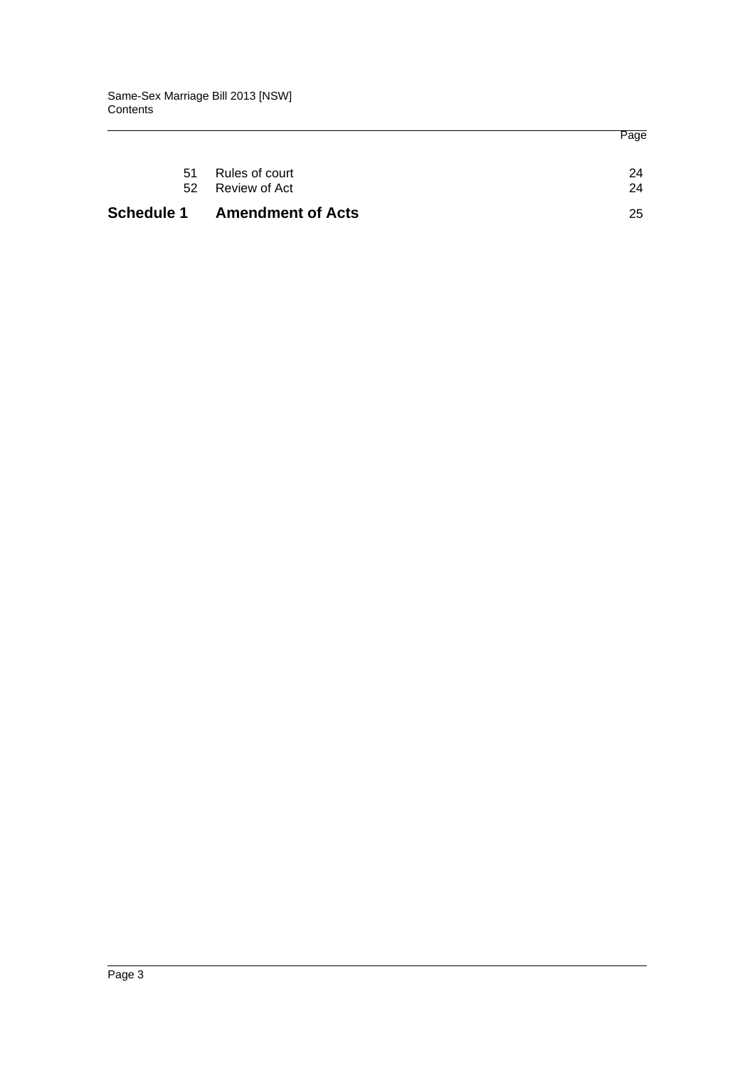| | | Page |
|---|---|---|
| 51 | Rules of court | 24 |
| 52 | Review of Act | 24 |
| **Schedule 1** | **Amendment of Acts** | 25 |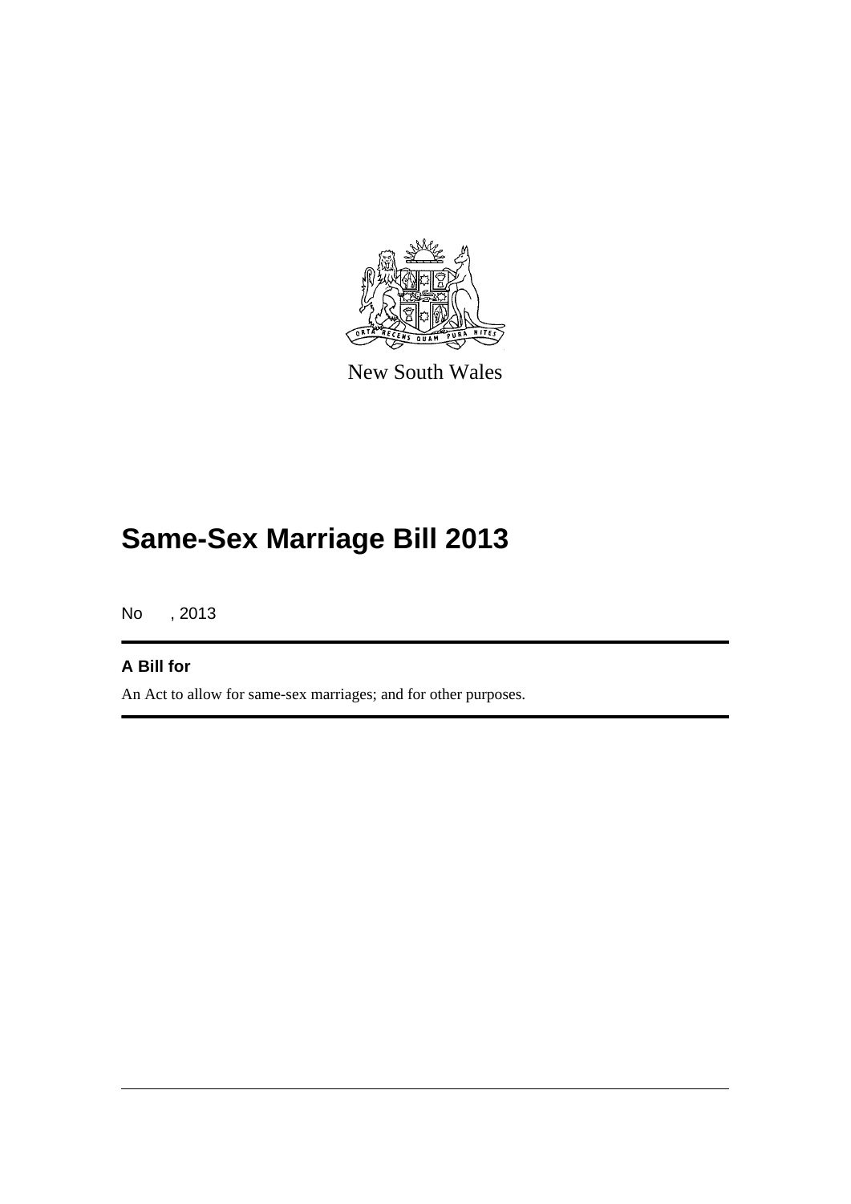New South Wales

# Same-Sex Marriage Bill 2013

No , 2013

**A Bill for**

An Act to allow for same-sex marriages; and for other purposes.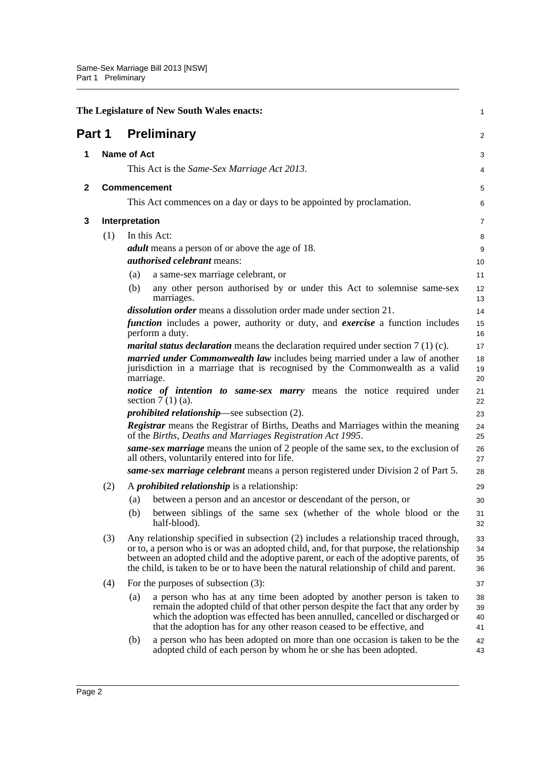The Legislature of New South Wales enacts:

# Part 1 Preliminary

## 1 Name of Act

This Act is the *Same-Sex Marriage Act 2013*.

## 2 Commencement

This Act commences on a day or days to be appointed by proclamation.

## 3 Interpretation

(1) In this Act:

***adult*** means a person of or above the age of 18.

***authorised celebrant*** means:

(a) a same-sex marriage celebrant, or

(b) any other person authorised by or under this Act to solemnise same-sex marriages.

***dissolution order*** means a dissolution order made under section 21.

***function*** includes a power, authority or duty, and ***exercise*** a function includes perform a duty.

***marital status declaration*** means the declaration required under section 7 (1) (c).

***married under Commonwealth law*** includes being married under a law of another jurisdiction in a marriage that is recognised by the Commonwealth as a valid marriage.

***notice of intention to same-sex marry*** means the notice required under section 7 (1) (a).

***prohibited relationship***—see subsection (2).

***Registrar*** means the Registrar of Births, Deaths and Marriages within the meaning of the *Births, Deaths and Marriages Registration Act 1995*.

***same-sex marriage*** means the union of 2 people of the same sex, to the exclusion of all others, voluntarily entered into for life.

***same-sex marriage celebrant*** means a person registered under Division 2 of Part 5.

(2) A ***prohibited relationship*** is a relationship:

(a) between a person and an ancestor or descendant of the person, or

(b) between siblings of the same sex (whether of the whole blood or the half-blood).

(3) Any relationship specified in subsection (2) includes a relationship traced through, or to, a person who is or was an adopted child, and, for that purpose, the relationship between an adopted child and the adoptive parent, or each of the adoptive parents, of the child, is taken to be or to have been the natural relationship of child and parent.

(4) For the purposes of subsection (3):

(a) a person who has at any time been adopted by another person is taken to remain the adopted child of that other person despite the fact that any order by which the adoption was effected has been annulled, cancelled or discharged or that the adoption has for any other reason ceased to be effective, and

(b) a person who has been adopted on more than one occasion is taken to be the adopted child of each person by whom he or she has been adopted.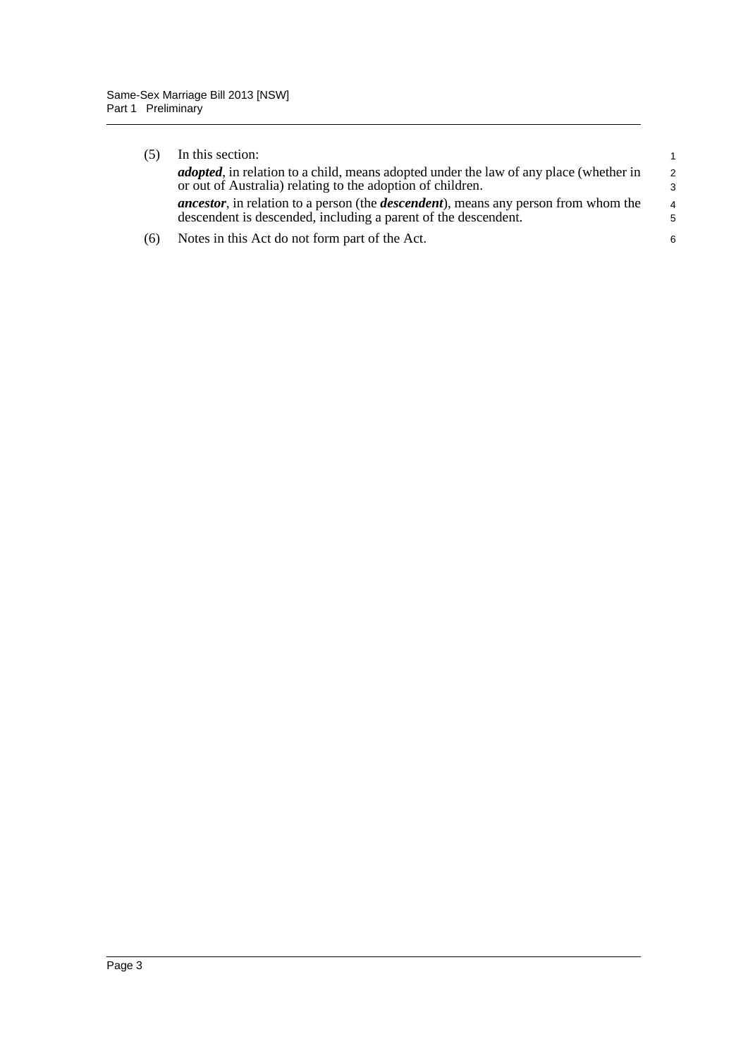(5) In this section:

***adopted***, in relation to a child, means adopted under the law of any place (whether in or out of Australia) relating to the adoption of children.

***ancestor***, in relation to a person (the ***descendent***), means any person from whom the descendent is descended, including a parent of the descendent.

(6) Notes in this Act do not form part of the Act.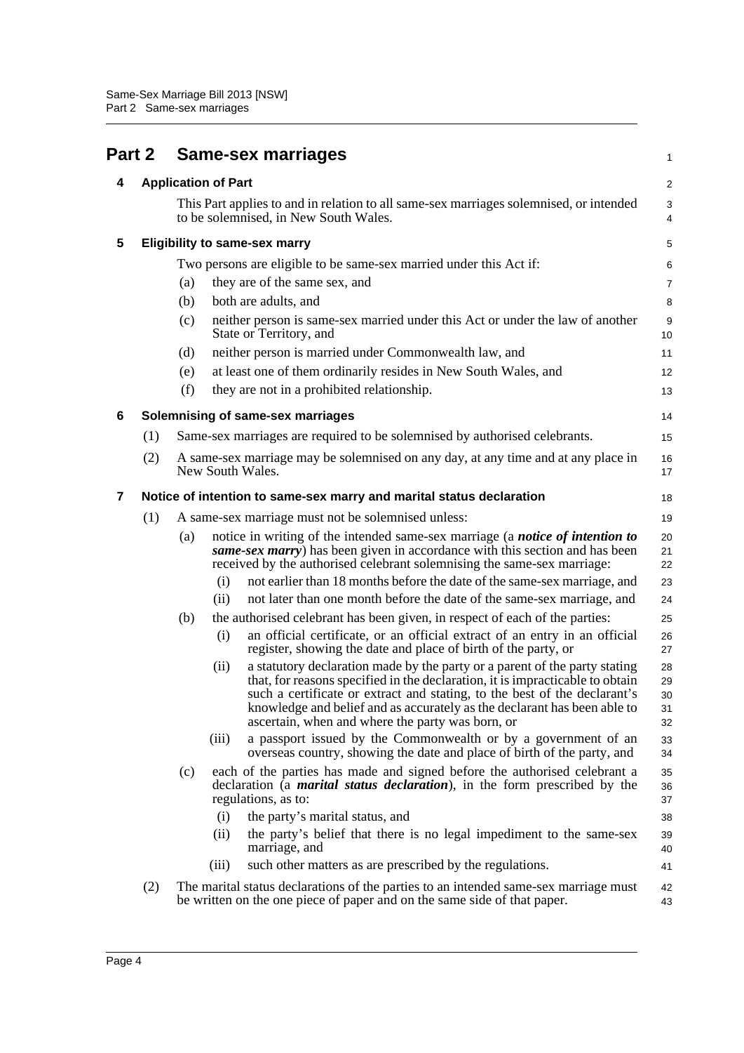# Part 2 Same-sex marriages

## 4 Application of Part

This Part applies to and in relation to all same-sex marriages solemnised, or intended to be solemnised, in New South Wales.

## 5 Eligibility to same-sex marry

Two persons are eligible to be same-sex married under this Act if:

(a) they are of the same sex, and

(b) both are adults, and

(c) neither person is same-sex married under this Act or under the law of another State or Territory, and

(d) neither person is married under Commonwealth law, and

(e) at least one of them ordinarily resides in New South Wales, and

(f) they are not in a prohibited relationship.

## 6 Solemnising of same-sex marriages

(1) Same-sex marriages are required to be solemnised by authorised celebrants.

(2) A same-sex marriage may be solemnised on any day, at any time and at any place in New South Wales.

## 7 Notice of intention to same-sex marry and marital status declaration

(1) A same-sex marriage must not be solemnised unless:

(a) notice in writing of the intended same-sex marriage (a ***notice of intention to same-sex marry***) has been given in accordance with this section and has been received by the authorised celebrant solemnising the same-sex marriage:

(i) not earlier than 18 months before the date of the same-sex marriage, and

(ii) not later than one month before the date of the same-sex marriage, and

(b) the authorised celebrant has been given, in respect of each of the parties:

(i) an official certificate, or an official extract of an entry in an official register, showing the date and place of birth of the party, or

(ii) a statutory declaration made by the party or a parent of the party stating that, for reasons specified in the declaration, it is impracticable to obtain such a certificate or extract and stating, to the best of the declarant's knowledge and belief and as accurately as the declarant has been able to ascertain, when and where the party was born, or

(iii) a passport issued by the Commonwealth or by a government of an overseas country, showing the date and place of birth of the party, and

(c) each of the parties has made and signed before the authorised celebrant a declaration (a ***marital status declaration***), in the form prescribed by the regulations, as to:

(i) the party's marital status, and

(ii) the party's belief that there is no legal impediment to the same-sex marriage, and

(iii) such other matters as are prescribed by the regulations.

(2) The marital status declarations of the parties to an intended same-sex marriage must be written on the one piece of paper and on the same side of that paper.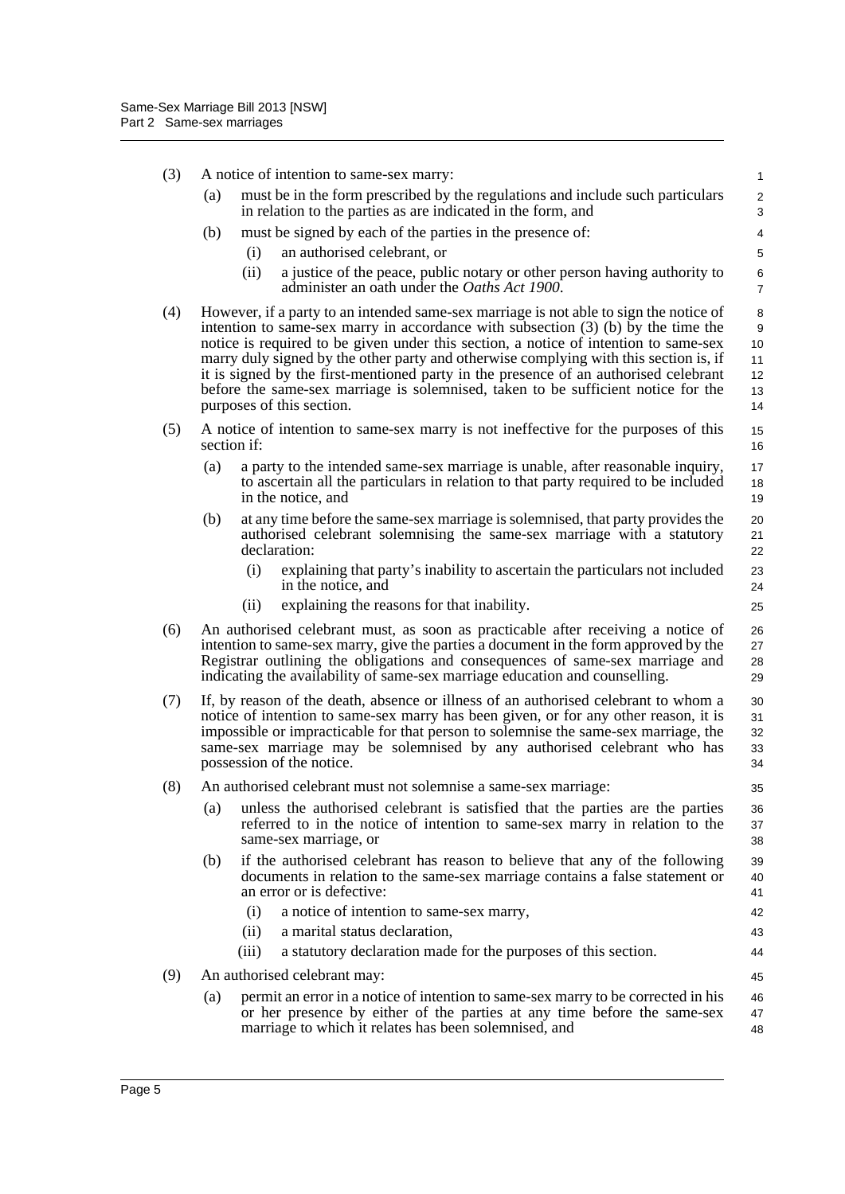(3) A notice of intention to same-sex marry:

(a) must be in the form prescribed by the regulations and include such particulars in relation to the parties as are indicated in the form, and

(b) must be signed by each of the parties in the presence of:

(i) an authorised celebrant, or

(ii) a justice of the peace, public notary or other person having authority to administer an oath under the *Oaths Act 1900*.

(4) However, if a party to an intended same-sex marriage is not able to sign the notice of intention to same-sex marry in accordance with subsection (3) (b) by the time the notice is required to be given under this section, a notice of intention to same-sex marry duly signed by the other party and otherwise complying with this section is, if it is signed by the first-mentioned party in the presence of an authorised celebrant before the same-sex marriage is solemnised, taken to be sufficient notice for the purposes of this section.

(5) A notice of intention to same-sex marry is not ineffective for the purposes of this section if:

(a) a party to the intended same-sex marriage is unable, after reasonable inquiry, to ascertain all the particulars in relation to that party required to be included in the notice, and

(b) at any time before the same-sex marriage is solemnised, that party provides the authorised celebrant solemnising the same-sex marriage with a statutory declaration:

(i) explaining that party's inability to ascertain the particulars not included in the notice, and

(ii) explaining the reasons for that inability.

(6) An authorised celebrant must, as soon as practicable after receiving a notice of intention to same-sex marry, give the parties a document in the form approved by the Registrar outlining the obligations and consequences of same-sex marriage and indicating the availability of same-sex marriage education and counselling.

(7) If, by reason of the death, absence or illness of an authorised celebrant to whom a notice of intention to same-sex marry has been given, or for any other reason, it is impossible or impracticable for that person to solemnise the same-sex marriage, the same-sex marriage may be solemnised by any authorised celebrant who has possession of the notice.

(8) An authorised celebrant must not solemnise a same-sex marriage:

(a) unless the authorised celebrant is satisfied that the parties are the parties referred to in the notice of intention to same-sex marry in relation to the same-sex marriage, or

(b) if the authorised celebrant has reason to believe that any of the following documents in relation to the same-sex marriage contains a false statement or an error or is defective:

(i) a notice of intention to same-sex marry,

(ii) a marital status declaration,

(iii) a statutory declaration made for the purposes of this section.

(9) An authorised celebrant may:

(a) permit an error in a notice of intention to same-sex marry to be corrected in his or her presence by either of the parties at any time before the same-sex marriage to which it relates has been solemnised, and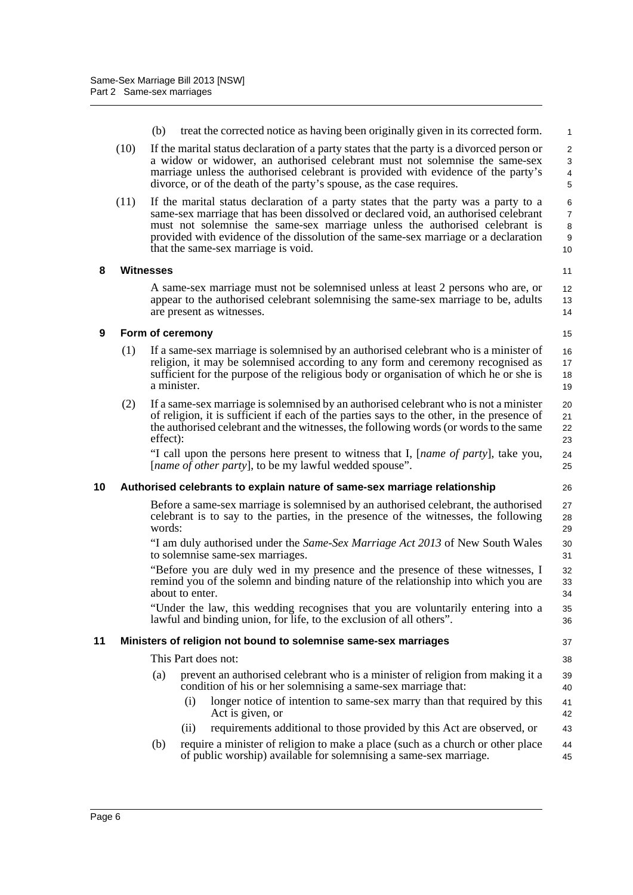(b) treat the corrected notice as having been originally given in its corrected form.

(10) If the marital status declaration of a party states that the party is a divorced person or a widow or widower, an authorised celebrant must not solemnise the same-sex marriage unless the authorised celebrant is provided with evidence of the party's divorce, or of the death of the party's spouse, as the case requires.

(11) If the marital status declaration of a party states that the party was a party to a same-sex marriage that has been dissolved or declared void, an authorised celebrant must not solemnise the same-sex marriage unless the authorised celebrant is provided with evidence of the dissolution of the same-sex marriage or a declaration that the same-sex marriage is void.

### 8 Witnesses

A same-sex marriage must not be solemnised unless at least 2 persons who are, or appear to the authorised celebrant solemnising the same-sex marriage to be, adults are present as witnesses.

### 9 Form of ceremony

(1) If a same-sex marriage is solemnised by an authorised celebrant who is a minister of religion, it may be solemnised according to any form and ceremony recognised as sufficient for the purpose of the religious body or organisation of which he or she is a minister.

(2) If a same-sex marriage is solemnised by an authorised celebrant who is not a minister of religion, it is sufficient if each of the parties says to the other, in the presence of the authorised celebrant and the witnesses, the following words (or words to the same effect):

"I call upon the persons here present to witness that I, [*name of party*], take you, [*name of other party*], to be my lawful wedded spouse".

### 10 Authorised celebrants to explain nature of same-sex marriage relationship

Before a same-sex marriage is solemnised by an authorised celebrant, the authorised celebrant is to say to the parties, in the presence of the witnesses, the following words:

"I am duly authorised under the *Same-Sex Marriage Act 2013* of New South Wales to solemnise same-sex marriages.

"Before you are duly wed in my presence and the presence of these witnesses, I remind you of the solemn and binding nature of the relationship into which you are about to enter.

"Under the law, this wedding recognises that you are voluntarily entering into a lawful and binding union, for life, to the exclusion of all others".

### 11 Ministers of religion not bound to solemnise same-sex marriages

This Part does not:

(a) prevent an authorised celebrant who is a minister of religion from making it a condition of his or her solemnising a same-sex marriage that:

(i) longer notice of intention to same-sex marry than that required by this Act is given, or

(ii) requirements additional to those provided by this Act are observed, or

(b) require a minister of religion to make a place (such as a church or other place of public worship) available for solemnising a same-sex marriage.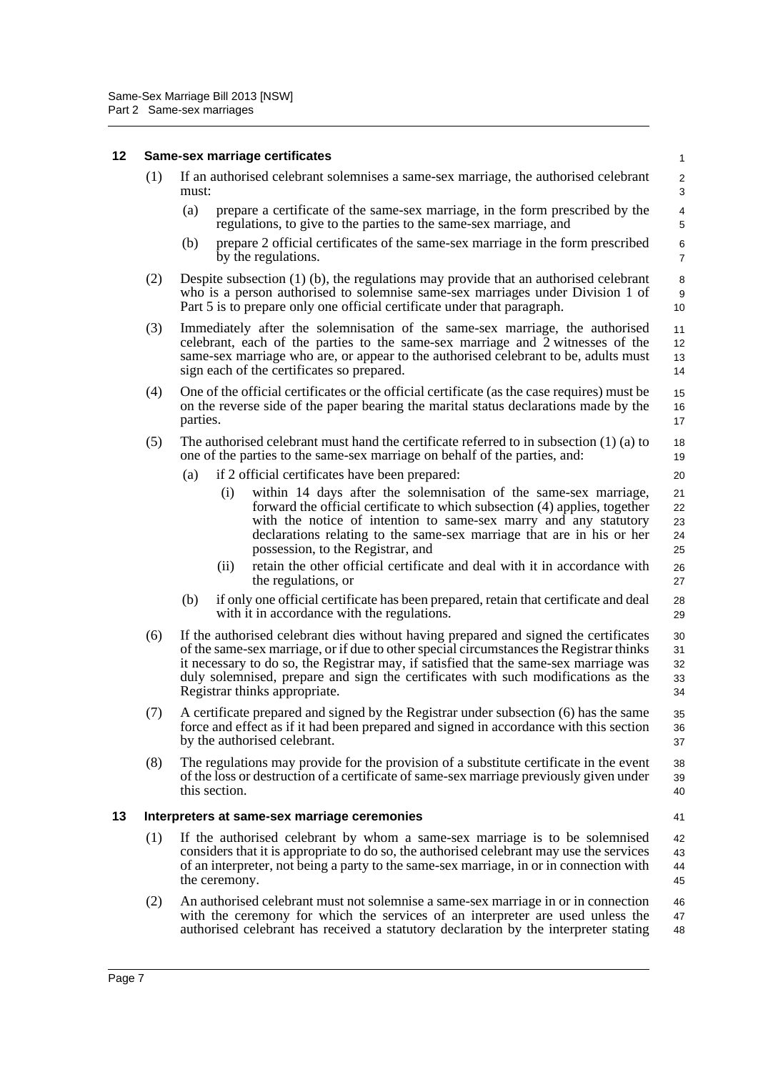### 12 Same-sex marriage certificates

(1) If an authorised celebrant solemnises a same-sex marriage, the authorised celebrant must:

- (a) prepare a certificate of the same-sex marriage, in the form prescribed by the regulations, to give to the parties to the same-sex marriage, and
- (b) prepare 2 official certificates of the same-sex marriage in the form prescribed by the regulations.

(2) Despite subsection (1) (b), the regulations may provide that an authorised celebrant who is a person authorised to solemnise same-sex marriages under Division 1 of Part 5 is to prepare only one official certificate under that paragraph.

(3) Immediately after the solemnisation of the same-sex marriage, the authorised celebrant, each of the parties to the same-sex marriage and 2 witnesses of the same-sex marriage who are, or appear to the authorised celebrant to be, adults must sign each of the certificates so prepared.

(4) One of the official certificates or the official certificate (as the case requires) must be on the reverse side of the paper bearing the marital status declarations made by the parties.

(5) The authorised celebrant must hand the certificate referred to in subsection (1) (a) to one of the parties to the same-sex marriage on behalf of the parties, and:

- (a) if 2 official certificates have been prepared:
  - (i) within 14 days after the solemnisation of the same-sex marriage, forward the official certificate to which subsection (4) applies, together with the notice of intention to same-sex marry and any statutory declarations relating to the same-sex marriage that are in his or her possession, to the Registrar, and
  - (ii) retain the other official certificate and deal with it in accordance with the regulations, or
- (b) if only one official certificate has been prepared, retain that certificate and deal with it in accordance with the regulations.

(6) If the authorised celebrant dies without having prepared and signed the certificates of the same-sex marriage, or if due to other special circumstances the Registrar thinks it necessary to do so, the Registrar may, if satisfied that the same-sex marriage was duly solemnised, prepare and sign the certificates with such modifications as the Registrar thinks appropriate.

(7) A certificate prepared and signed by the Registrar under subsection (6) has the same force and effect as if it had been prepared and signed in accordance with this section by the authorised celebrant.

(8) The regulations may provide for the provision of a substitute certificate in the event of the loss or destruction of a certificate of same-sex marriage previously given under this section.

### 13 Interpreters at same-sex marriage ceremonies

(1) If the authorised celebrant by whom a same-sex marriage is to be solemnised considers that it is appropriate to do so, the authorised celebrant may use the services of an interpreter, not being a party to the same-sex marriage, in or in connection with the ceremony.

(2) An authorised celebrant must not solemnise a same-sex marriage in or in connection with the ceremony for which the services of an interpreter are used unless the authorised celebrant has received a statutory declaration by the interpreter stating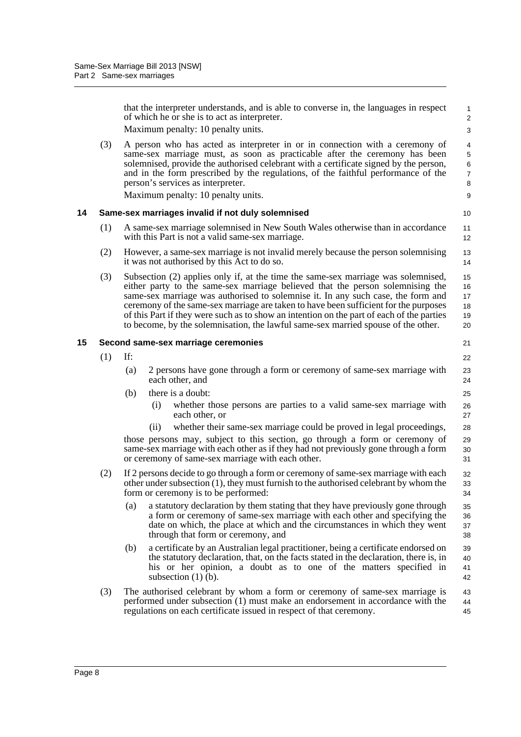that the interpreter understands, and is able to converse in, the languages in respect of which he or she is to act as interpreter.

Maximum penalty: 10 penalty units.

(3) A person who has acted as interpreter in or in connection with a ceremony of same-sex marriage must, as soon as practicable after the ceremony has been solemnised, provide the authorised celebrant with a certificate signed by the person, and in the form prescribed by the regulations, of the faithful performance of the person's services as interpreter.

Maximum penalty: 10 penalty units.

### 14 Same-sex marriages invalid if not duly solemnised

(1) A same-sex marriage solemnised in New South Wales otherwise than in accordance with this Part is not a valid same-sex marriage.

(2) However, a same-sex marriage is not invalid merely because the person solemnising it was not authorised by this Act to do so.

(3) Subsection (2) applies only if, at the time the same-sex marriage was solemnised, either party to the same-sex marriage believed that the person solemnising the same-sex marriage was authorised to solemnise it. In any such case, the form and ceremony of the same-sex marriage are taken to have been sufficient for the purposes of this Part if they were such as to show an intention on the part of each of the parties to become, by the solemnisation, the lawful same-sex married spouse of the other.

### 15 Second same-sex marriage ceremonies

(1) If:

- (a) 2 persons have gone through a form or ceremony of same-sex marriage with each other, and
- (b) there is a doubt:
  - (i) whether those persons are parties to a valid same-sex marriage with each other, or
  - (ii) whether their same-sex marriage could be proved in legal proceedings,

those persons may, subject to this section, go through a form or ceremony of same-sex marriage with each other as if they had not previously gone through a form or ceremony of same-sex marriage with each other.

(2) If 2 persons decide to go through a form or ceremony of same-sex marriage with each other under subsection (1), they must furnish to the authorised celebrant by whom the form or ceremony is to be performed:

- (a) a statutory declaration by them stating that they have previously gone through a form or ceremony of same-sex marriage with each other and specifying the date on which, the place at which and the circumstances in which they went through that form or ceremony, and
- (b) a certificate by an Australian legal practitioner, being a certificate endorsed on the statutory declaration, that, on the facts stated in the declaration, there is, in his or her opinion, a doubt as to one of the matters specified in subsection (1) (b).

(3) The authorised celebrant by whom a form or ceremony of same-sex marriage is performed under subsection (1) must make an endorsement in accordance with the regulations on each certificate issued in respect of that ceremony.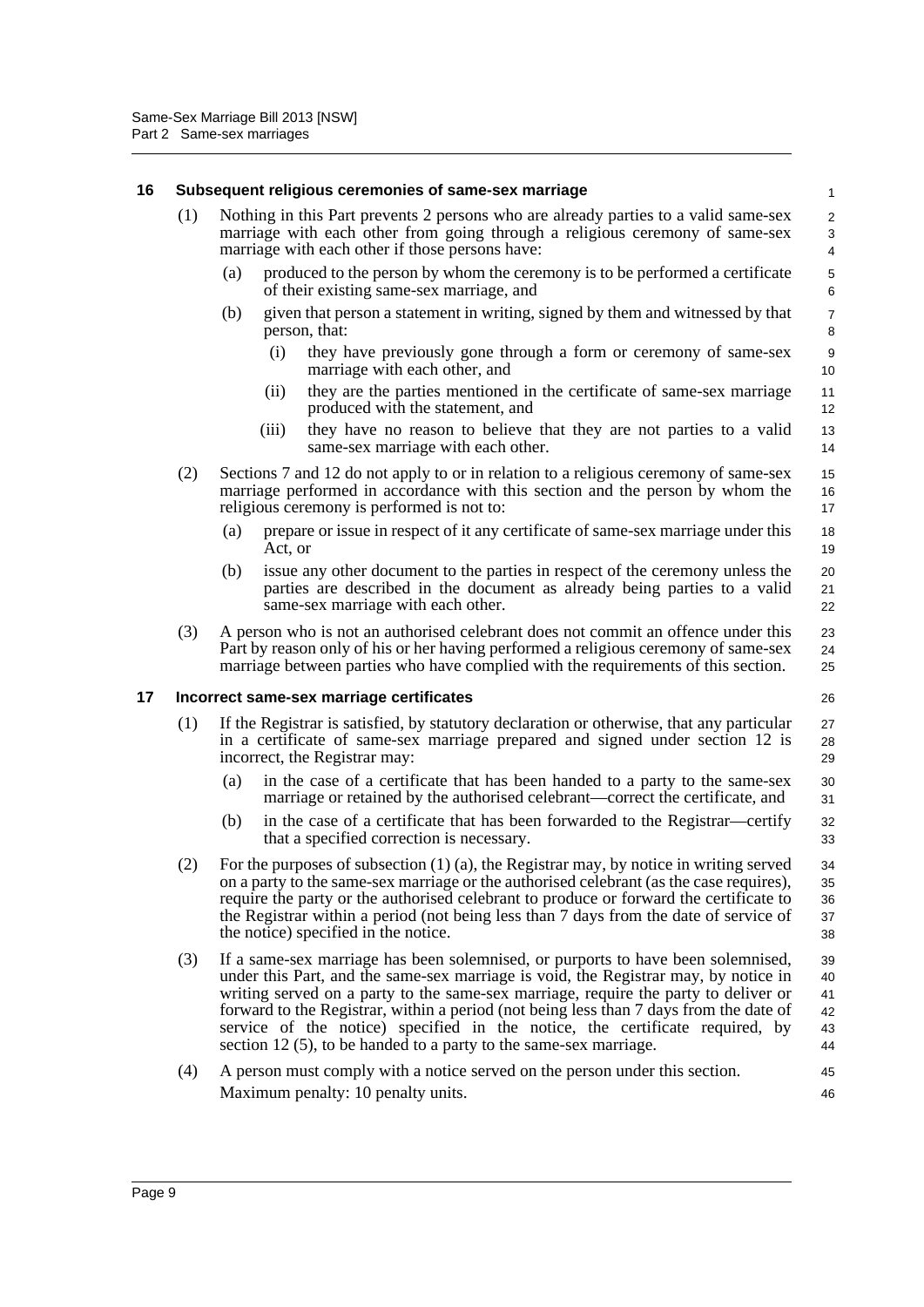## 16 Subsequent religious ceremonies of same-sex marriage

(1) Nothing in this Part prevents 2 persons who are already parties to a valid same-sex marriage with each other from going through a religious ceremony of same-sex marriage with each other if those persons have:

- (a) produced to the person by whom the ceremony is to be performed a certificate of their existing same-sex marriage, and
- (b) given that person a statement in writing, signed by them and witnessed by that person, that:
  - (i) they have previously gone through a form or ceremony of same-sex marriage with each other, and
  - (ii) they are the parties mentioned in the certificate of same-sex marriage produced with the statement, and
  - (iii) they have no reason to believe that they are not parties to a valid same-sex marriage with each other.

(2) Sections 7 and 12 do not apply to or in relation to a religious ceremony of same-sex marriage performed in accordance with this section and the person by whom the religious ceremony is performed is not to:

- (a) prepare or issue in respect of it any certificate of same-sex marriage under this Act, or
- (b) issue any other document to the parties in respect of the ceremony unless the parties are described in the document as already being parties to a valid same-sex marriage with each other.

(3) A person who is not an authorised celebrant does not commit an offence under this Part by reason only of his or her having performed a religious ceremony of same-sex marriage between parties who have complied with the requirements of this section.

## 17 Incorrect same-sex marriage certificates

(1) If the Registrar is satisfied, by statutory declaration or otherwise, that any particular in a certificate of same-sex marriage prepared and signed under section 12 is incorrect, the Registrar may:

- (a) in the case of a certificate that has been handed to a party to the same-sex marriage or retained by the authorised celebrant—correct the certificate, and
- (b) in the case of a certificate that has been forwarded to the Registrar—certify that a specified correction is necessary.

(2) For the purposes of subsection (1) (a), the Registrar may, by notice in writing served on a party to the same-sex marriage or the authorised celebrant (as the case requires), require the party or the authorised celebrant to produce or forward the certificate to the Registrar within a period (not being less than 7 days from the date of service of the notice) specified in the notice.

(3) If a same-sex marriage has been solemnised, or purports to have been solemnised, under this Part, and the same-sex marriage is void, the Registrar may, by notice in writing served on a party to the same-sex marriage, require the party to deliver or forward to the Registrar, within a period (not being less than 7 days from the date of service of the notice) specified in the notice, the certificate required, by section 12 (5), to be handed to a party to the same-sex marriage.

(4) A person must comply with a notice served on the person under this section.

Maximum penalty: 10 penalty units.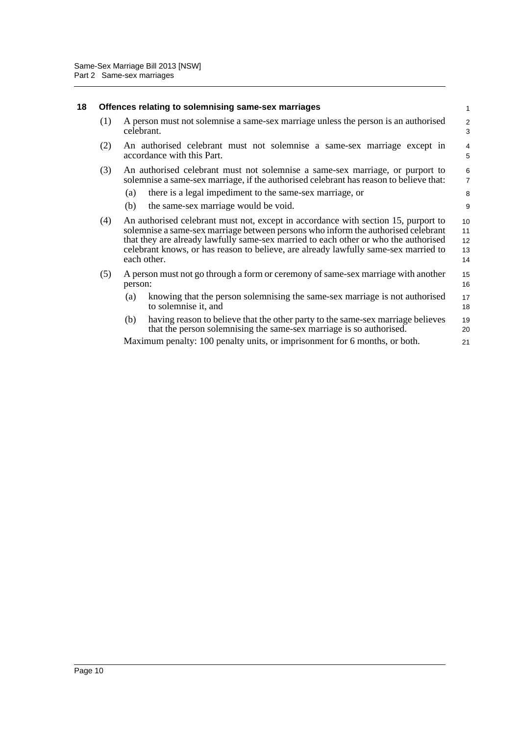## 18 Offences relating to solemnising same-sex marriages

(1) A person must not solemnise a same-sex marriage unless the person is an authorised celebrant.

(2) An authorised celebrant must not solemnise a same-sex marriage except in accordance with this Part.

(3) An authorised celebrant must not solemnise a same-sex marriage, or purport to solemnise a same-sex marriage, if the authorised celebrant has reason to believe that:

(a) there is a legal impediment to the same-sex marriage, or

(b) the same-sex marriage would be void.

(4) An authorised celebrant must not, except in accordance with section 15, purport to solemnise a same-sex marriage between persons who inform the authorised celebrant that they are already lawfully same-sex married to each other or who the authorised celebrant knows, or has reason to believe, are already lawfully same-sex married to each other.

(5) A person must not go through a form or ceremony of same-sex marriage with another person:

(a) knowing that the person solemnising the same-sex marriage is not authorised to solemnise it, and

(b) having reason to believe that the other party to the same-sex marriage believes that the person solemnising the same-sex marriage is so authorised.

Maximum penalty: 100 penalty units, or imprisonment for 6 months, or both.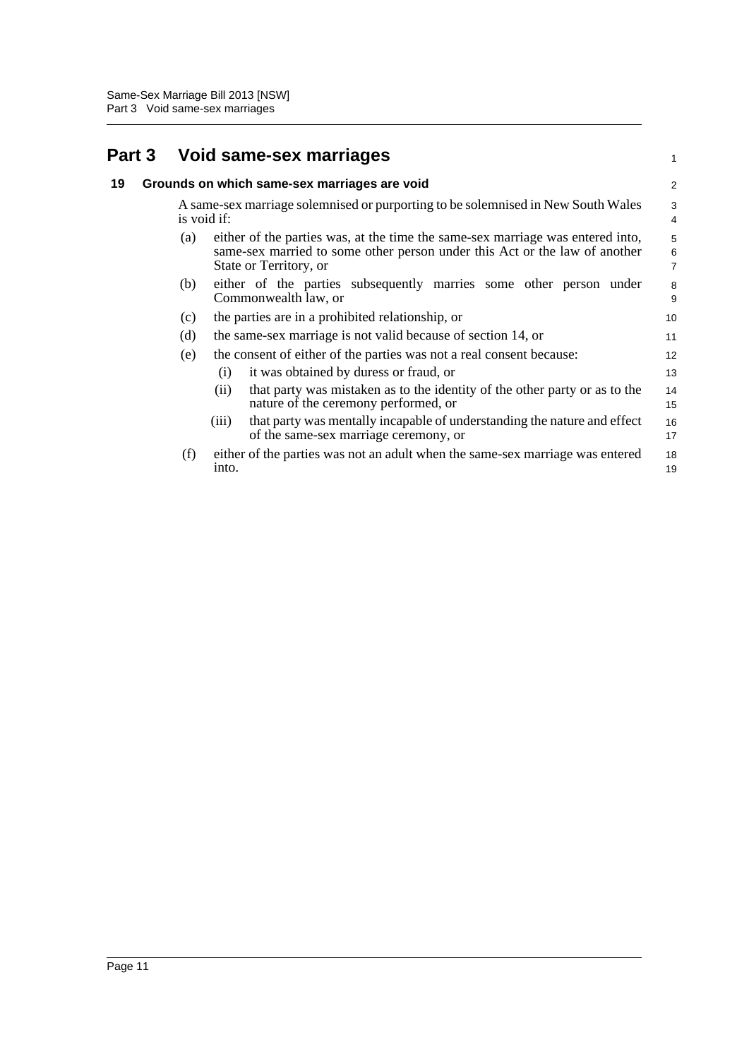# Part 3 Void same-sex marriages

### 19 Grounds on which same-sex marriages are void

A same-sex marriage solemnised or purporting to be solemnised in New South Wales is void if:

(a) either of the parties was, at the time the same-sex marriage was entered into, same-sex married to some other person under this Act or the law of another State or Territory, or

(b) either of the parties subsequently marries some other person under Commonwealth law, or

(c) the parties are in a prohibited relationship, or

(d) the same-sex marriage is not valid because of section 14, or

(e) the consent of either of the parties was not a real consent because:

   (i) it was obtained by duress or fraud, or

   (ii) that party was mistaken as to the identity of the other party or as to the nature of the ceremony performed, or

   (iii) that party was mentally incapable of understanding the nature and effect of the same-sex marriage ceremony, or

(f) either of the parties was not an adult when the same-sex marriage was entered into.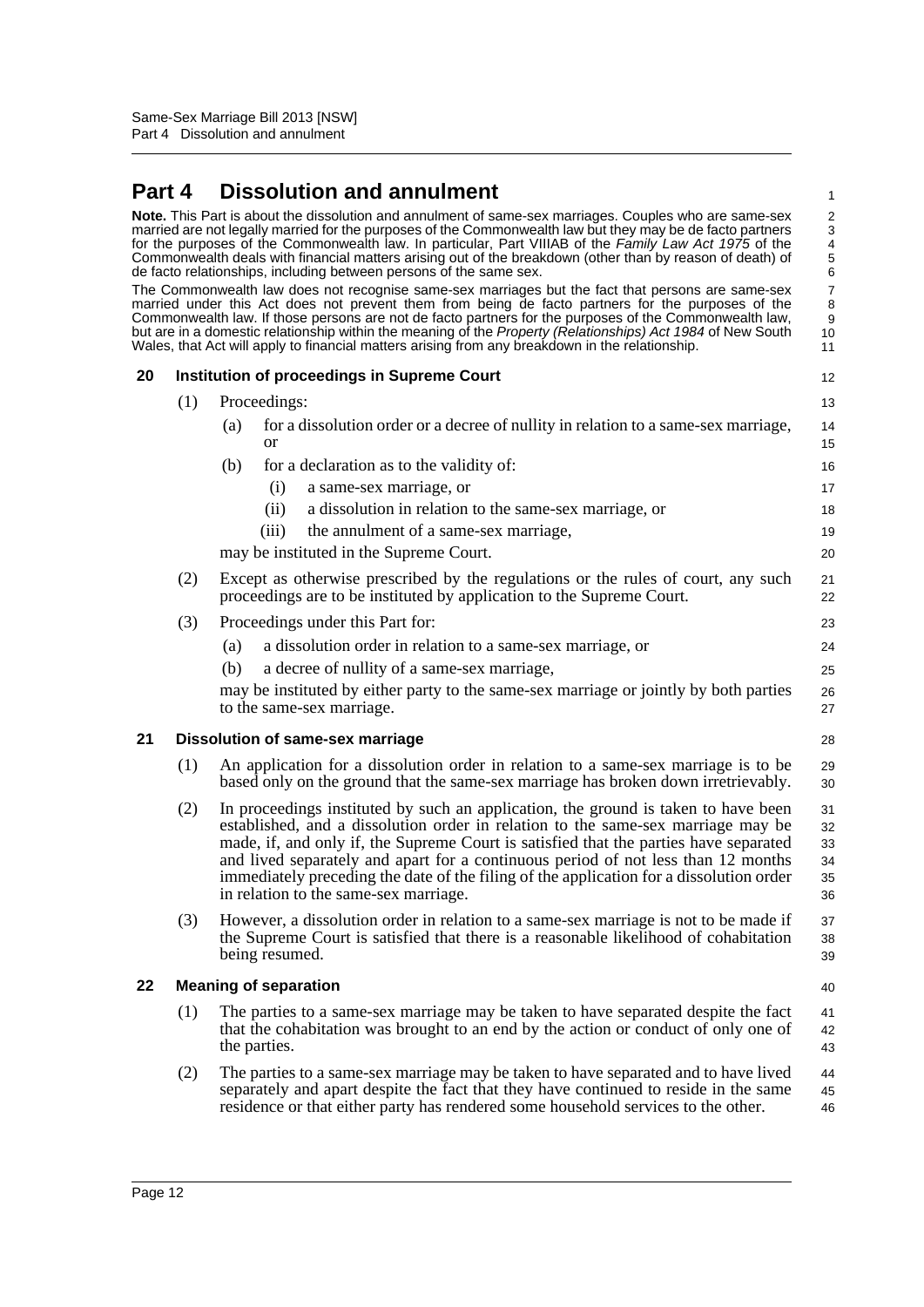# Part 4 Dissolution and annulment

**Note.** This Part is about the dissolution and annulment of same-sex marriages. Couples who are same-sex married are not legally married for the purposes of the Commonwealth law but they may be de facto partners for the purposes of the Commonwealth law. In particular, Part VIIIAB of the *Family Law Act 1975* of the Commonwealth deals with financial matters arising out of the breakdown (other than by reason of death) of de facto relationships, including between persons of the same sex.

The Commonwealth law does not recognise same-sex marriages but the fact that persons are same-sex married under this Act does not prevent them from being de facto partners for the purposes of the Commonwealth law. If those persons are not de facto partners for the purposes of the Commonwealth law, but are in a domestic relationship within the meaning of the *Property (Relationships) Act 1984* of New South Wales, that Act will apply to financial matters arising from any breakdown in the relationship.

### 20 Institution of proceedings in Supreme Court

(1) Proceedings:

- (a) for a dissolution order or a decree of nullity in relation to a same-sex marriage, or
- (b) for a declaration as to the validity of:
  - (i) a same-sex marriage, or
  - (ii) a dissolution in relation to the same-sex marriage, or
  - (iii) the annulment of a same-sex marriage,

may be instituted in the Supreme Court.

(2) Except as otherwise prescribed by the regulations or the rules of court, any such proceedings are to be instituted by application to the Supreme Court.

(3) Proceedings under this Part for:

- (a) a dissolution order in relation to a same-sex marriage, or
- (b) a decree of nullity of a same-sex marriage,

may be instituted by either party to the same-sex marriage or jointly by both parties to the same-sex marriage.

### 21 Dissolution of same-sex marriage

(1) An application for a dissolution order in relation to a same-sex marriage is to be based only on the ground that the same-sex marriage has broken down irretrievably.

(2) In proceedings instituted by such an application, the ground is taken to have been established, and a dissolution order in relation to the same-sex marriage may be made, if, and only if, the Supreme Court is satisfied that the parties have separated and lived separately and apart for a continuous period of not less than 12 months immediately preceding the date of the filing of the application for a dissolution order in relation to the same-sex marriage.

(3) However, a dissolution order in relation to a same-sex marriage is not to be made if the Supreme Court is satisfied that there is a reasonable likelihood of cohabitation being resumed.

### 22 Meaning of separation

(1) The parties to a same-sex marriage may be taken to have separated despite the fact that the cohabitation was brought to an end by the action or conduct of only one of the parties.

(2) The parties to a same-sex marriage may be taken to have separated and to have lived separately and apart despite the fact that they have continued to reside in the same residence or that either party has rendered some household services to the other.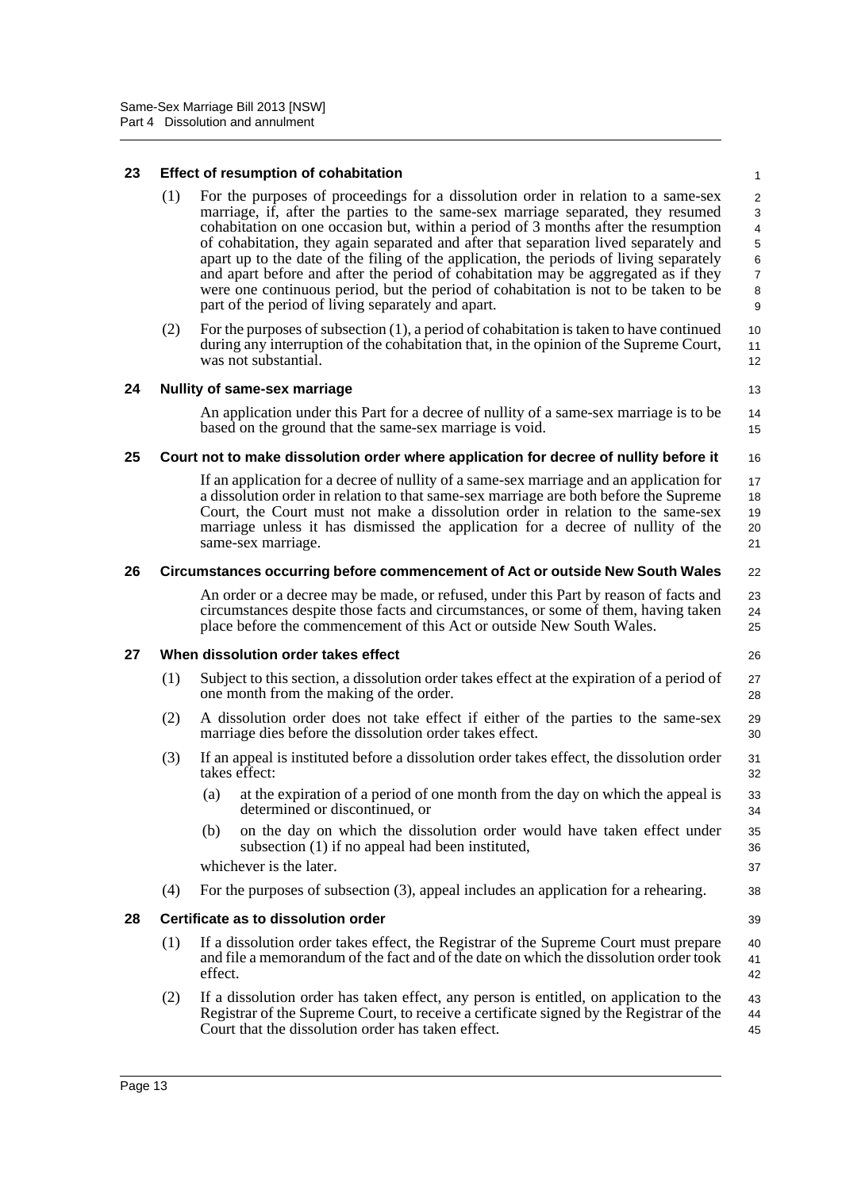### 23 Effect of resumption of cohabitation

(1) For the purposes of proceedings for a dissolution order in relation to a same-sex marriage, if, after the parties to the same-sex marriage separated, they resumed cohabitation on one occasion but, within a period of 3 months after the resumption of cohabitation, they again separated and after that separation lived separately and apart up to the date of the filing of the application, the periods of living separately and apart before and after the period of cohabitation may be aggregated as if they were one continuous period, but the period of cohabitation is not to be taken to be part of the period of living separately and apart.

(2) For the purposes of subsection (1), a period of cohabitation is taken to have continued during any interruption of the cohabitation that, in the opinion of the Supreme Court, was not substantial.

### 24 Nullity of same-sex marriage

An application under this Part for a decree of nullity of a same-sex marriage is to be based on the ground that the same-sex marriage is void.

### 25 Court not to make dissolution order where application for decree of nullity before it

If an application for a decree of nullity of a same-sex marriage and an application for a dissolution order in relation to that same-sex marriage are both before the Supreme Court, the Court must not make a dissolution order in relation to the same-sex marriage unless it has dismissed the application for a decree of nullity of the same-sex marriage.

### 26 Circumstances occurring before commencement of Act or outside New South Wales

An order or a decree may be made, or refused, under this Part by reason of facts and circumstances despite those facts and circumstances, or some of them, having taken place before the commencement of this Act or outside New South Wales.

### 27 When dissolution order takes effect

(1) Subject to this section, a dissolution order takes effect at the expiration of a period of one month from the making of the order.

(2) A dissolution order does not take effect if either of the parties to the same-sex marriage dies before the dissolution order takes effect.

(3) If an appeal is instituted before a dissolution order takes effect, the dissolution order takes effect:

- (a) at the expiration of a period of one month from the day on which the appeal is determined or discontinued, or
- (b) on the day on which the dissolution order would have taken effect under subsection (1) if no appeal had been instituted,

whichever is the later.

(4) For the purposes of subsection (3), appeal includes an application for a rehearing.

### 28 Certificate as to dissolution order

(1) If a dissolution order takes effect, the Registrar of the Supreme Court must prepare and file a memorandum of the fact and of the date on which the dissolution order took effect.

(2) If a dissolution order has taken effect, any person is entitled, on application to the Registrar of the Supreme Court, to receive a certificate signed by the Registrar of the Court that the dissolution order has taken effect.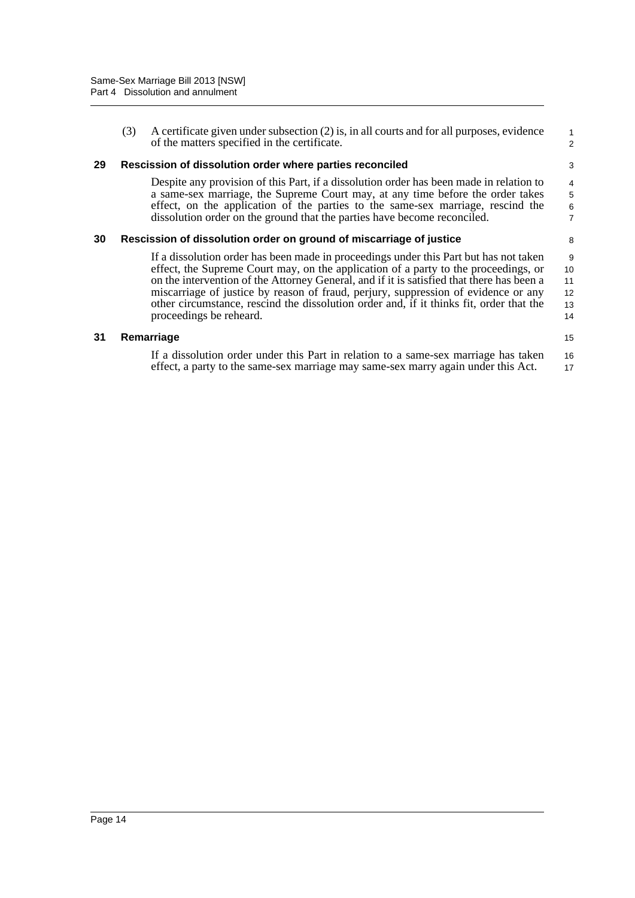(3) A certificate given under subsection (2) is, in all courts and for all purposes, evidence of the matters specified in the certificate.

### 29 Rescission of dissolution order where parties reconciled

Despite any provision of this Part, if a dissolution order has been made in relation to a same-sex marriage, the Supreme Court may, at any time before the order takes effect, on the application of the parties to the same-sex marriage, rescind the dissolution order on the ground that the parties have become reconciled.

### 30 Rescission of dissolution order on ground of miscarriage of justice

If a dissolution order has been made in proceedings under this Part but has not taken effect, the Supreme Court may, on the application of a party to the proceedings, or on the intervention of the Attorney General, and if it is satisfied that there has been a miscarriage of justice by reason of fraud, perjury, suppression of evidence or any other circumstance, rescind the dissolution order and, if it thinks fit, order that the proceedings be reheard.

### 31 Remarriage

If a dissolution order under this Part in relation to a same-sex marriage has taken effect, a party to the same-sex marriage may same-sex marry again under this Act.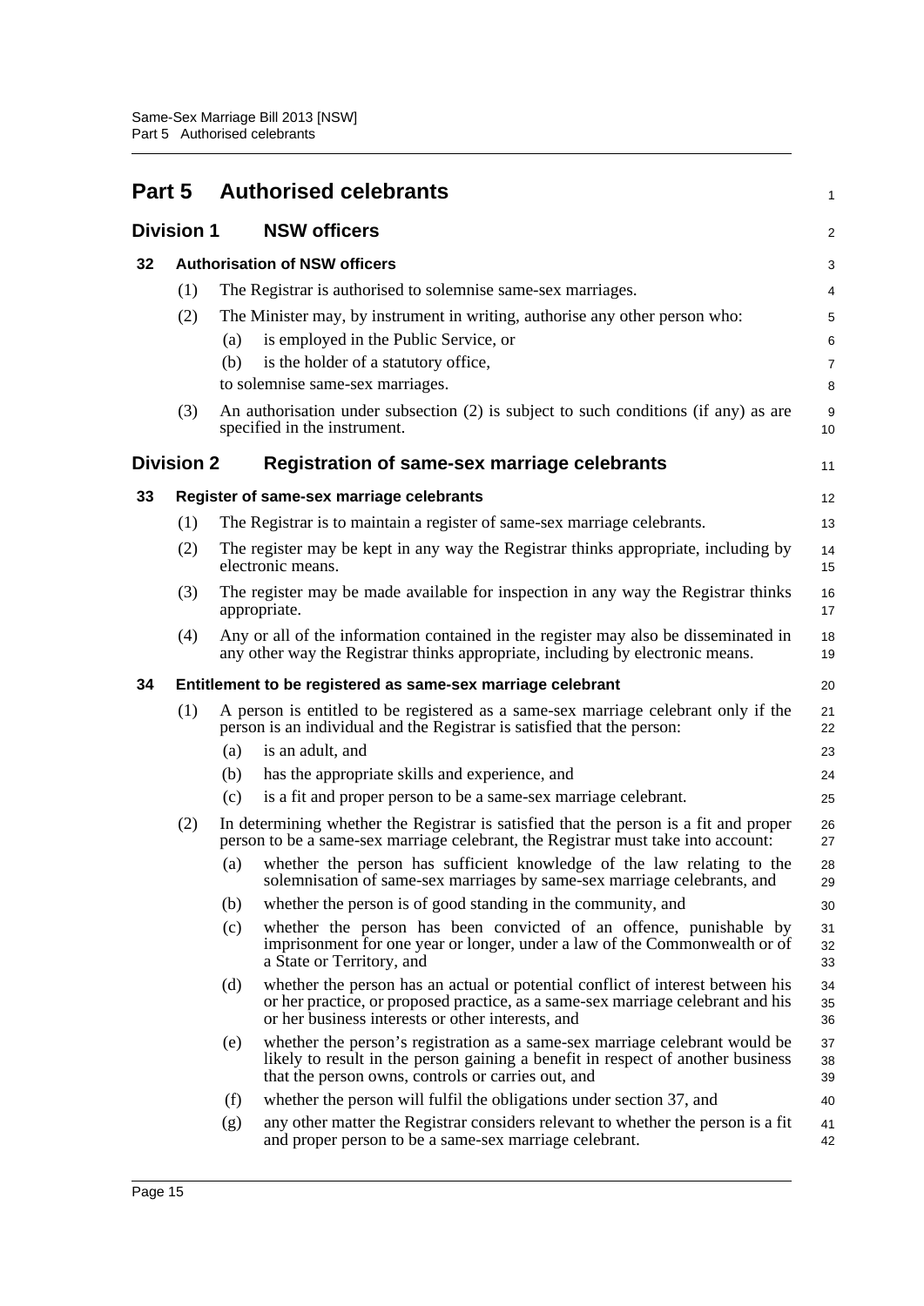# Part 5 Authorised celebrants

## Division 1 NSW officers

### 32 Authorisation of NSW officers

(1) The Registrar is authorised to solemnise same-sex marriages.

(2) The Minister may, by instrument in writing, authorise any other person who:

- (a) is employed in the Public Service, or
- (b) is the holder of a statutory office,

to solemnise same-sex marriages.

(3) An authorisation under subsection (2) is subject to such conditions (if any) as are specified in the instrument.

## Division 2 Registration of same-sex marriage celebrants

### 33 Register of same-sex marriage celebrants

(1) The Registrar is to maintain a register of same-sex marriage celebrants.

(2) The register may be kept in any way the Registrar thinks appropriate, including by electronic means.

(3) The register may be made available for inspection in any way the Registrar thinks appropriate.

(4) Any or all of the information contained in the register may also be disseminated in any other way the Registrar thinks appropriate, including by electronic means.

### 34 Entitlement to be registered as same-sex marriage celebrant

(1) A person is entitled to be registered as a same-sex marriage celebrant only if the person is an individual and the Registrar is satisfied that the person:

- (a) is an adult, and
- (b) has the appropriate skills and experience, and
- (c) is a fit and proper person to be a same-sex marriage celebrant.

(2) In determining whether the Registrar is satisfied that the person is a fit and proper person to be a same-sex marriage celebrant, the Registrar must take into account:

- (a) whether the person has sufficient knowledge of the law relating to the solemnisation of same-sex marriages by same-sex marriage celebrants, and
- (b) whether the person is of good standing in the community, and
- (c) whether the person has been convicted of an offence, punishable by imprisonment for one year or longer, under a law of the Commonwealth or of a State or Territory, and
- (d) whether the person has an actual or potential conflict of interest between his or her practice, or proposed practice, as a same-sex marriage celebrant and his or her business interests or other interests, and
- (e) whether the person's registration as a same-sex marriage celebrant would be likely to result in the person gaining a benefit in respect of another business that the person owns, controls or carries out, and
- (f) whether the person will fulfil the obligations under section 37, and
- (g) any other matter the Registrar considers relevant to whether the person is a fit and proper person to be a same-sex marriage celebrant.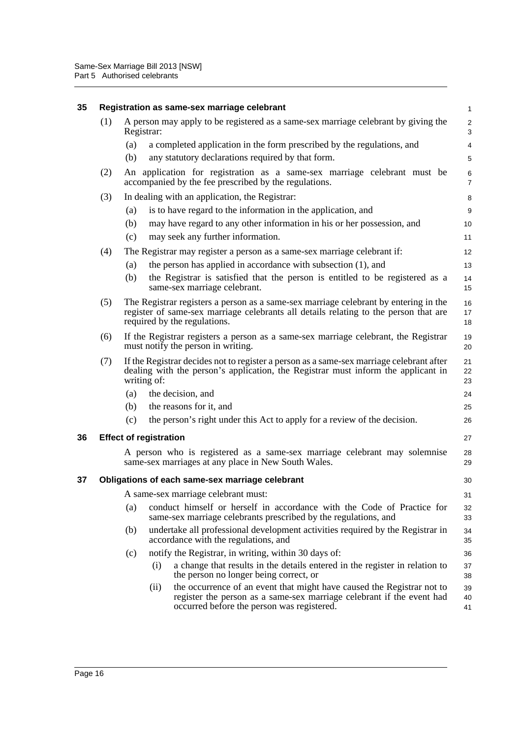## 35 Registration as same-sex marriage celebrant

(1) A person may apply to be registered as a same-sex marriage celebrant by giving the Registrar:

- (a) a completed application in the form prescribed by the regulations, and
- (b) any statutory declarations required by that form.

(2) An application for registration as a same-sex marriage celebrant must be accompanied by the fee prescribed by the regulations.

(3) In dealing with an application, the Registrar:

- (a) is to have regard to the information in the application, and
- (b) may have regard to any other information in his or her possession, and
- (c) may seek any further information.

(4) The Registrar may register a person as a same-sex marriage celebrant if:

- (a) the person has applied in accordance with subsection (1), and
- (b) the Registrar is satisfied that the person is entitled to be registered as a same-sex marriage celebrant.

(5) The Registrar registers a person as a same-sex marriage celebrant by entering in the register of same-sex marriage celebrants all details relating to the person that are required by the regulations.

(6) If the Registrar registers a person as a same-sex marriage celebrant, the Registrar must notify the person in writing.

(7) If the Registrar decides not to register a person as a same-sex marriage celebrant after dealing with the person's application, the Registrar must inform the applicant in writing of:

- (a) the decision, and
- (b) the reasons for it, and
- (c) the person's right under this Act to apply for a review of the decision.

## 36 Effect of registration

A person who is registered as a same-sex marriage celebrant may solemnise same-sex marriages at any place in New South Wales.

## 37 Obligations of each same-sex marriage celebrant

A same-sex marriage celebrant must:

- (a) conduct himself or herself in accordance with the Code of Practice for same-sex marriage celebrants prescribed by the regulations, and
- (b) undertake all professional development activities required by the Registrar in accordance with the regulations, and
- (c) notify the Registrar, in writing, within 30 days of:
  - (i) a change that results in the details entered in the register in relation to the person no longer being correct, or
  - (ii) the occurrence of an event that might have caused the Registrar not to register the person as a same-sex marriage celebrant if the event had occurred before the person was registered.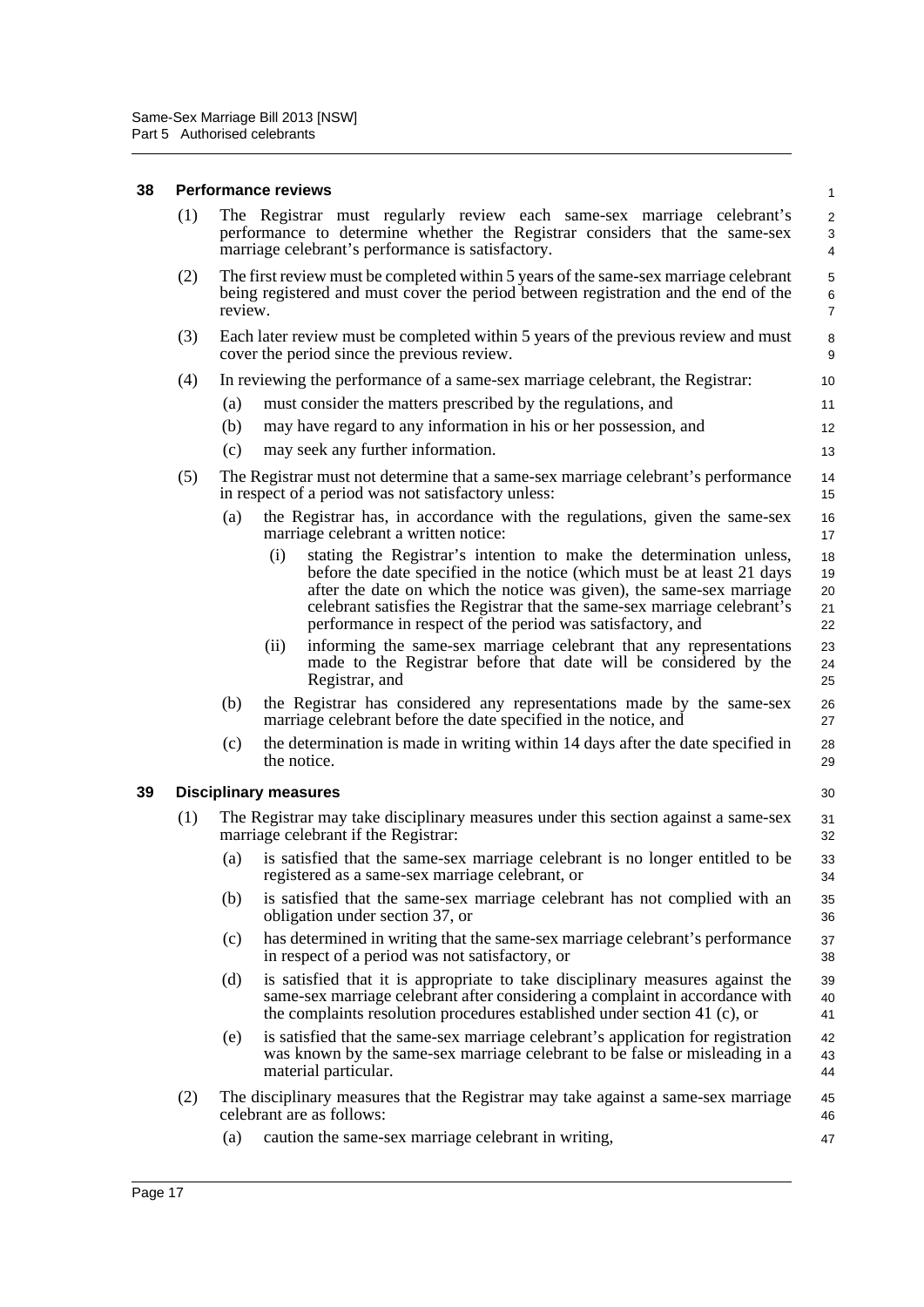### 38 Performance reviews

(1) The Registrar must regularly review each same-sex marriage celebrant's performance to determine whether the Registrar considers that the same-sex marriage celebrant's performance is satisfactory.

(2) The first review must be completed within 5 years of the same-sex marriage celebrant being registered and must cover the period between registration and the end of the review.

(3) Each later review must be completed within 5 years of the previous review and must cover the period since the previous review.

(4) In reviewing the performance of a same-sex marriage celebrant, the Registrar:

- (a) must consider the matters prescribed by the regulations, and
- (b) may have regard to any information in his or her possession, and
- (c) may seek any further information.

(5) The Registrar must not determine that a same-sex marriage celebrant's performance in respect of a period was not satisfactory unless:

- (a) the Registrar has, in accordance with the regulations, given the same-sex marriage celebrant a written notice:
  - (i) stating the Registrar's intention to make the determination unless, before the date specified in the notice (which must be at least 21 days after the date on which the notice was given), the same-sex marriage celebrant satisfies the Registrar that the same-sex marriage celebrant's performance in respect of the period was satisfactory, and
  - (ii) informing the same-sex marriage celebrant that any representations made to the Registrar before that date will be considered by the Registrar, and
- (b) the Registrar has considered any representations made by the same-sex marriage celebrant before the date specified in the notice, and
- (c) the determination is made in writing within 14 days after the date specified in the notice.

### 39 Disciplinary measures

(1) The Registrar may take disciplinary measures under this section against a same-sex marriage celebrant if the Registrar:

- (a) is satisfied that the same-sex marriage celebrant is no longer entitled to be registered as a same-sex marriage celebrant, or
- (b) is satisfied that the same-sex marriage celebrant has not complied with an obligation under section 37, or
- (c) has determined in writing that the same-sex marriage celebrant's performance in respect of a period was not satisfactory, or
- (d) is satisfied that it is appropriate to take disciplinary measures against the same-sex marriage celebrant after considering a complaint in accordance with the complaints resolution procedures established under section 41 (c), or
- (e) is satisfied that the same-sex marriage celebrant's application for registration was known by the same-sex marriage celebrant to be false or misleading in a material particular.

(2) The disciplinary measures that the Registrar may take against a same-sex marriage celebrant are as follows:

- (a) caution the same-sex marriage celebrant in writing,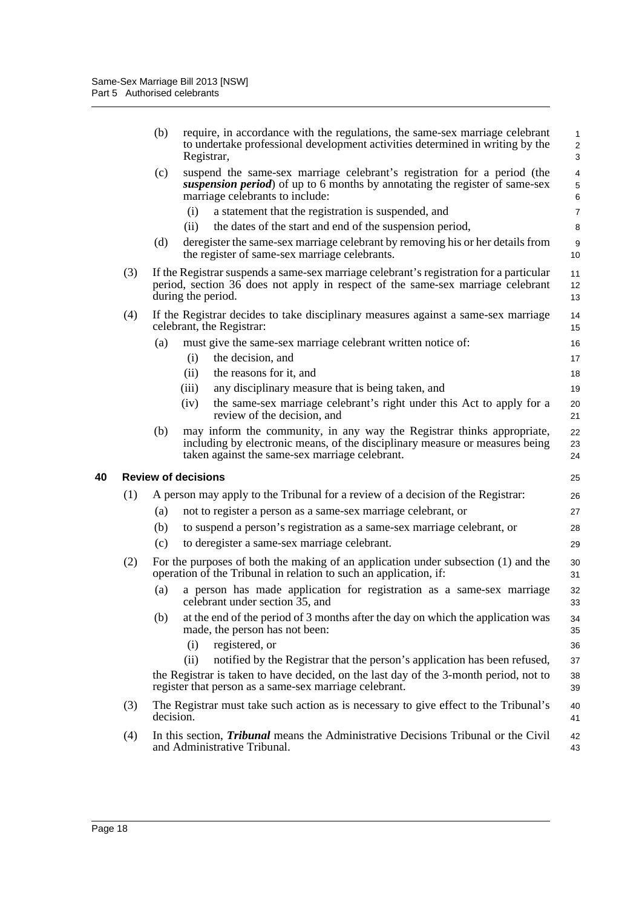(b) require, in accordance with the regulations, the same-sex marriage celebrant to undertake professional development activities determined in writing by the Registrar,

(c) suspend the same-sex marriage celebrant's registration for a period (the ***suspension period***) of up to 6 months by annotating the register of same-sex marriage celebrants to include:

(i) a statement that the registration is suspended, and

(ii) the dates of the start and end of the suspension period,

(d) deregister the same-sex marriage celebrant by removing his or her details from the register of same-sex marriage celebrants.

(3) If the Registrar suspends a same-sex marriage celebrant's registration for a particular period, section 36 does not apply in respect of the same-sex marriage celebrant during the period.

(4) If the Registrar decides to take disciplinary measures against a same-sex marriage celebrant, the Registrar:

(a) must give the same-sex marriage celebrant written notice of:

(i) the decision, and

(ii) the reasons for it, and

(iii) any disciplinary measure that is being taken, and

(iv) the same-sex marriage celebrant's right under this Act to apply for a review of the decision, and

(b) may inform the community, in any way the Registrar thinks appropriate, including by electronic means, of the disciplinary measure or measures being taken against the same-sex marriage celebrant.

### 40 Review of decisions

(1) A person may apply to the Tribunal for a review of a decision of the Registrar:

(a) not to register a person as a same-sex marriage celebrant, or

(b) to suspend a person's registration as a same-sex marriage celebrant, or

(c) to deregister a same-sex marriage celebrant.

(2) For the purposes of both the making of an application under subsection (1) and the operation of the Tribunal in relation to such an application, if:

(a) a person has made application for registration as a same-sex marriage celebrant under section 35, and

(b) at the end of the period of 3 months after the day on which the application was made, the person has not been:

(i) registered, or

(ii) notified by the Registrar that the person's application has been refused,

the Registrar is taken to have decided, on the last day of the 3-month period, not to register that person as a same-sex marriage celebrant.

(3) The Registrar must take such action as is necessary to give effect to the Tribunal's decision.

(4) In this section, ***Tribunal*** means the Administrative Decisions Tribunal or the Civil and Administrative Tribunal.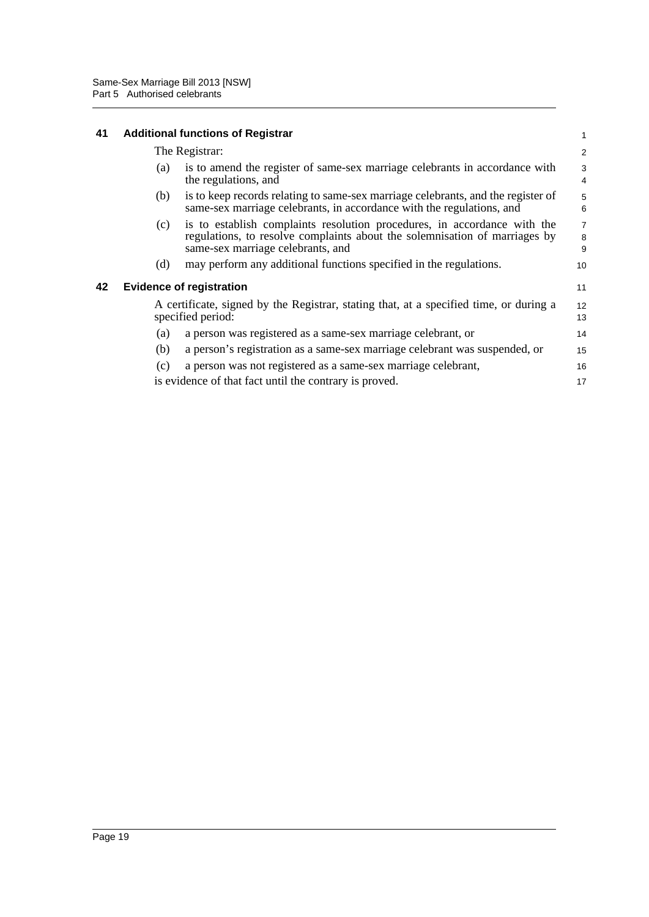### 41 Additional functions of Registrar

The Registrar:

(a) is to amend the register of same-sex marriage celebrants in accordance with the regulations, and

(b) is to keep records relating to same-sex marriage celebrants, and the register of same-sex marriage celebrants, in accordance with the regulations, and

(c) is to establish complaints resolution procedures, in accordance with the regulations, to resolve complaints about the solemnisation of marriages by same-sex marriage celebrants, and

(d) may perform any additional functions specified in the regulations.

### 42 Evidence of registration

A certificate, signed by the Registrar, stating that, at a specified time, or during a specified period:

(a) a person was registered as a same-sex marriage celebrant, or

(b) a person's registration as a same-sex marriage celebrant was suspended, or

(c) a person was not registered as a same-sex marriage celebrant,

is evidence of that fact until the contrary is proved.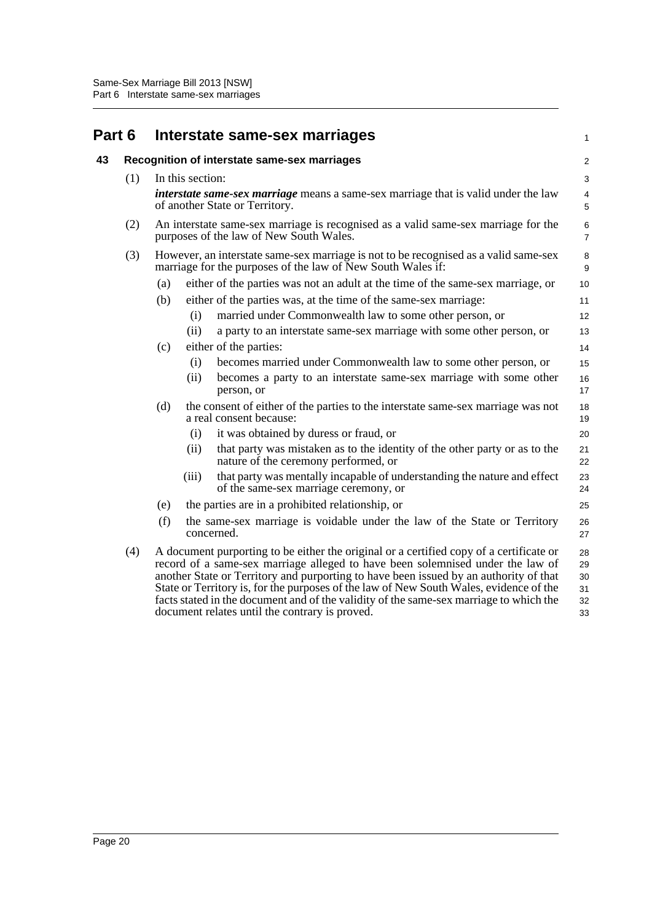# Part 6 Interstate same-sex marriages

## 43 Recognition of interstate same-sex marriages

(1) In this section:

***interstate same-sex marriage*** means a same-sex marriage that is valid under the law of another State or Territory.

(2) An interstate same-sex marriage is recognised as a valid same-sex marriage for the purposes of the law of New South Wales.

(3) However, an interstate same-sex marriage is not to be recognised as a valid same-sex marriage for the purposes of the law of New South Wales if:

- (a) either of the parties was not an adult at the time of the same-sex marriage, or
- (b) either of the parties was, at the time of the same-sex marriage:
  - (i) married under Commonwealth law to some other person, or
  - (ii) a party to an interstate same-sex marriage with some other person, or
- (c) either of the parties:
  - (i) becomes married under Commonwealth law to some other person, or
  - (ii) becomes a party to an interstate same-sex marriage with some other person, or
- (d) the consent of either of the parties to the interstate same-sex marriage was not a real consent because:
  - (i) it was obtained by duress or fraud, or
  - (ii) that party was mistaken as to the identity of the other party or as to the nature of the ceremony performed, or
  - (iii) that party was mentally incapable of understanding the nature and effect of the same-sex marriage ceremony, or
- (e) the parties are in a prohibited relationship, or
- (f) the same-sex marriage is voidable under the law of the State or Territory concerned.

(4) A document purporting to be either the original or a certified copy of a certificate or record of a same-sex marriage alleged to have been solemnised under the law of another State or Territory and purporting to have been issued by an authority of that State or Territory is, for the purposes of the law of New South Wales, evidence of the facts stated in the document and of the validity of the same-sex marriage to which the document relates until the contrary is proved.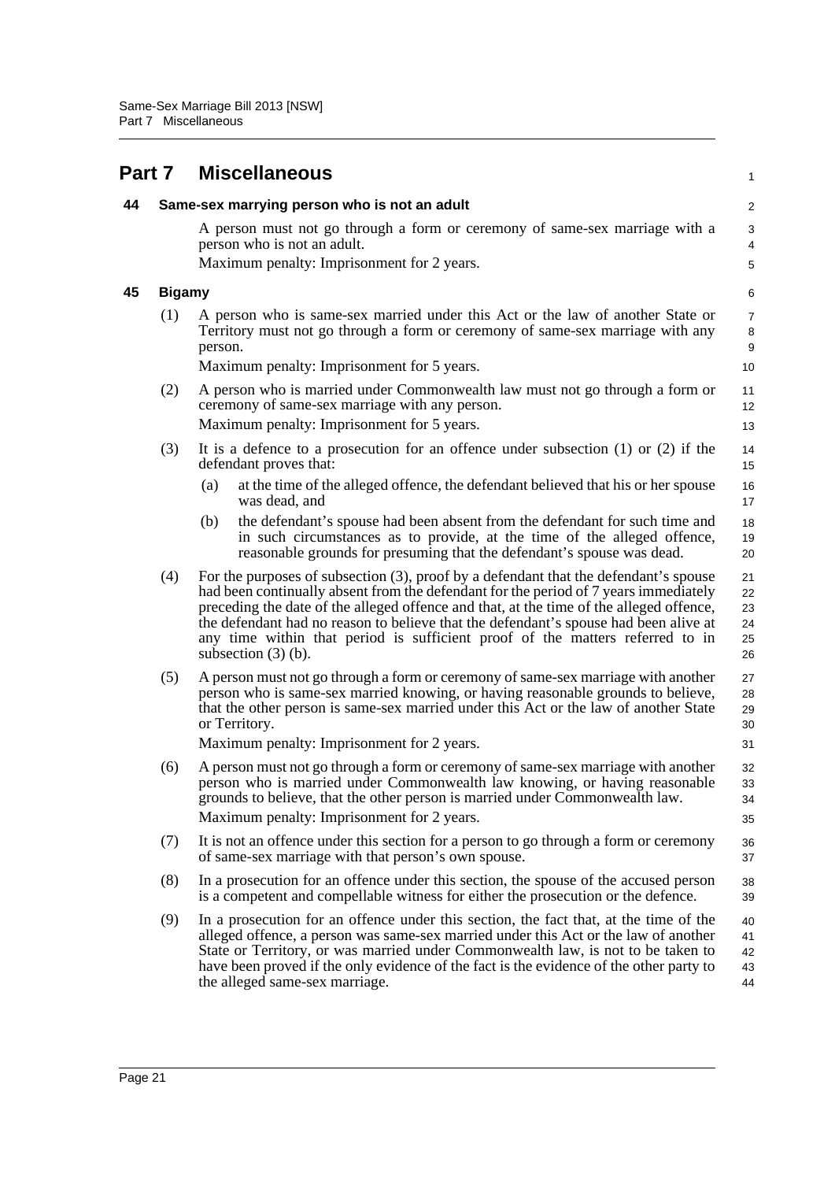# Part 7 Miscellaneous

## 44 Same-sex marrying person who is not an adult

A person must not go through a form or ceremony of same-sex marriage with a person who is not an adult.

Maximum penalty: Imprisonment for 2 years.

## 45 Bigamy

(1) A person who is same-sex married under this Act or the law of another State or Territory must not go through a form or ceremony of same-sex marriage with any person.

Maximum penalty: Imprisonment for 5 years.

(2) A person who is married under Commonwealth law must not go through a form or ceremony of same-sex marriage with any person.

Maximum penalty: Imprisonment for 5 years.

(3) It is a defence to a prosecution for an offence under subsection (1) or (2) if the defendant proves that:

- (a) at the time of the alleged offence, the defendant believed that his or her spouse was dead, and
- (b) the defendant's spouse had been absent from the defendant for such time and in such circumstances as to provide, at the time of the alleged offence, reasonable grounds for presuming that the defendant's spouse was dead.

(4) For the purposes of subsection (3), proof by a defendant that the defendant's spouse had been continually absent from the defendant for the period of 7 years immediately preceding the date of the alleged offence and that, at the time of the alleged offence, the defendant had no reason to believe that the defendant's spouse had been alive at any time within that period is sufficient proof of the matters referred to in subsection (3) (b).

(5) A person must not go through a form or ceremony of same-sex marriage with another person who is same-sex married knowing, or having reasonable grounds to believe, that the other person is same-sex married under this Act or the law of another State or Territory.

Maximum penalty: Imprisonment for 2 years.

(6) A person must not go through a form or ceremony of same-sex marriage with another person who is married under Commonwealth law knowing, or having reasonable grounds to believe, that the other person is married under Commonwealth law.

Maximum penalty: Imprisonment for 2 years.

(7) It is not an offence under this section for a person to go through a form or ceremony of same-sex marriage with that person's own spouse.

(8) In a prosecution for an offence under this section, the spouse of the accused person is a competent and compellable witness for either the prosecution or the defence.

(9) In a prosecution for an offence under this section, the fact that, at the time of the alleged offence, a person was same-sex married under this Act or the law of another State or Territory, or was married under Commonwealth law, is not to be taken to have been proved if the only evidence of the fact is the evidence of the other party to the alleged same-sex marriage.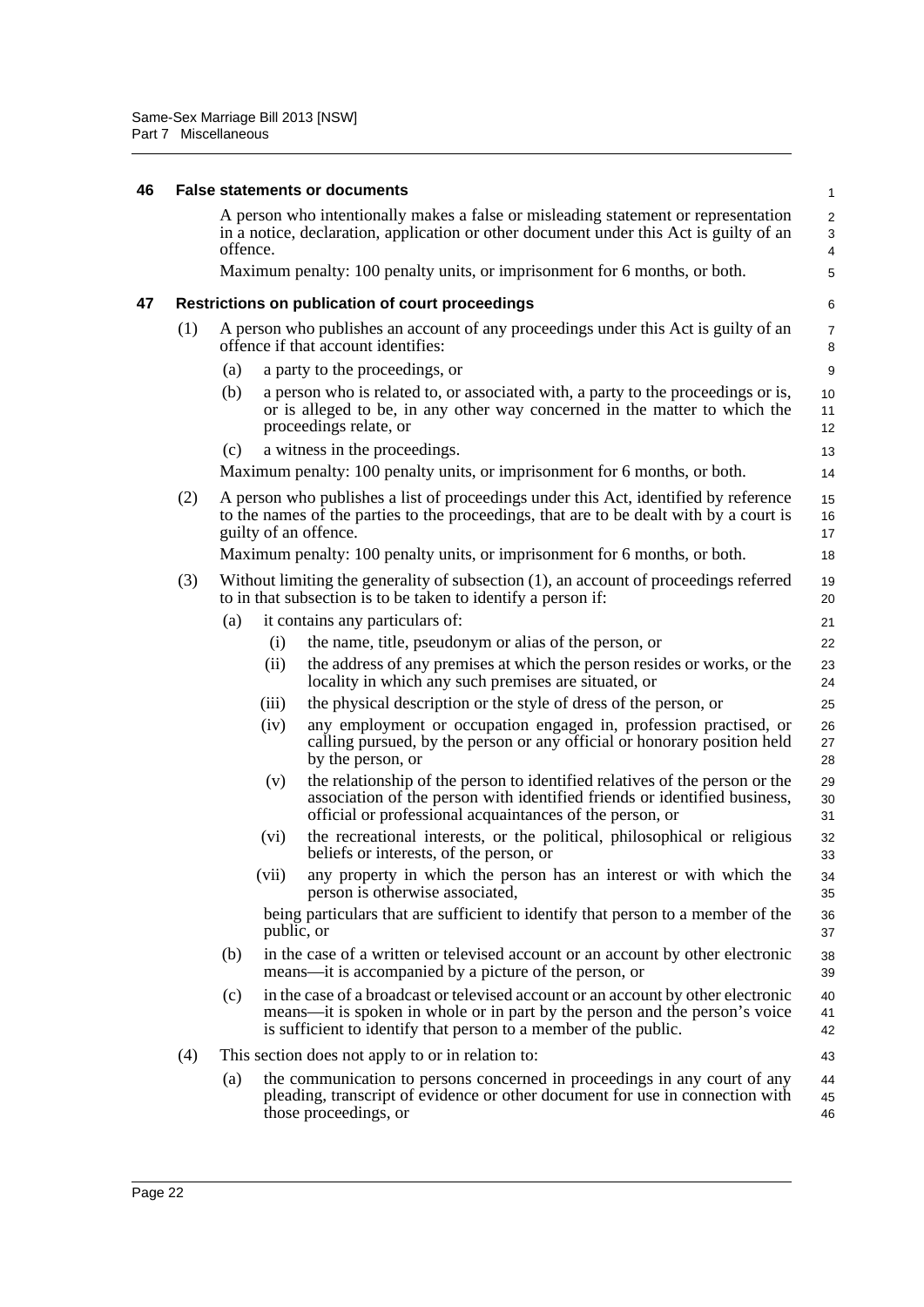### 46 False statements or documents

A person who intentionally makes a false or misleading statement or representation in a notice, declaration, application or other document under this Act is guilty of an offence.

Maximum penalty: 100 penalty units, or imprisonment for 6 months, or both.

### 47 Restrictions on publication of court proceedings

(1) A person who publishes an account of any proceedings under this Act is guilty of an offence if that account identifies:

(a) a party to the proceedings, or

(b) a person who is related to, or associated with, a party to the proceedings or is, or is alleged to be, in any other way concerned in the matter to which the proceedings relate, or

(c) a witness in the proceedings.

Maximum penalty: 100 penalty units, or imprisonment for 6 months, or both.

(2) A person who publishes a list of proceedings under this Act, identified by reference to the names of the parties to the proceedings, that are to be dealt with by a court is guilty of an offence.

Maximum penalty: 100 penalty units, or imprisonment for 6 months, or both.

(3) Without limiting the generality of subsection (1), an account of proceedings referred to in that subsection is to be taken to identify a person if:

(a) it contains any particulars of:

(i) the name, title, pseudonym or alias of the person, or

(ii) the address of any premises at which the person resides or works, or the locality in which any such premises are situated, or

(iii) the physical description or the style of dress of the person, or

(iv) any employment or occupation engaged in, profession practised, or calling pursued, by the person or any official or honorary position held by the person, or

(v) the relationship of the person to identified relatives of the person or the association of the person with identified friends or identified business, official or professional acquaintances of the person, or

(vi) the recreational interests, or the political, philosophical or religious beliefs or interests, of the person, or

(vii) any property in which the person has an interest or with which the person is otherwise associated,

being particulars that are sufficient to identify that person to a member of the public, or

(b) in the case of a written or televised account or an account by other electronic means—it is accompanied by a picture of the person, or

(c) in the case of a broadcast or televised account or an account by other electronic means—it is spoken in whole or in part by the person and the person's voice is sufficient to identify that person to a member of the public.

(4) This section does not apply to or in relation to:

(a) the communication to persons concerned in proceedings in any court of any pleading, transcript of evidence or other document for use in connection with those proceedings, or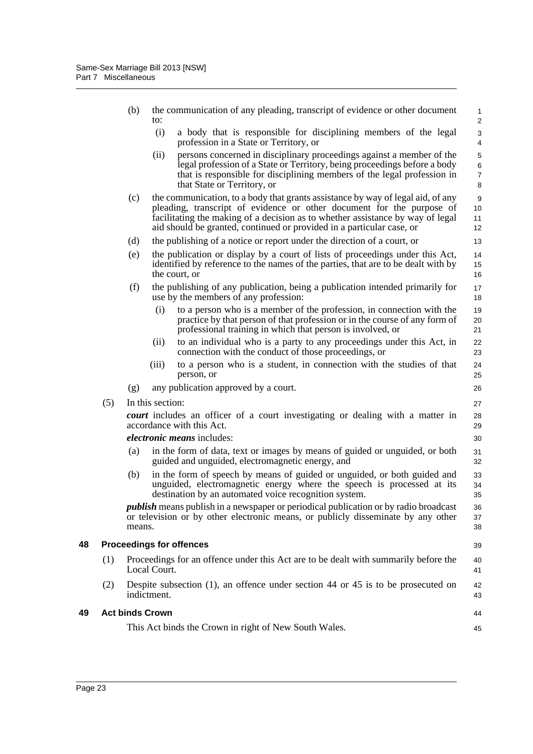(b) the communication of any pleading, transcript of evidence or other document to:

  (i) a body that is responsible for disciplining members of the legal profession in a State or Territory, or

  (ii) persons concerned in disciplinary proceedings against a member of the legal profession of a State or Territory, being proceedings before a body that is responsible for disciplining members of the legal profession in that State or Territory, or

(c) the communication, to a body that grants assistance by way of legal aid, of any pleading, transcript of evidence or other document for the purpose of facilitating the making of a decision as to whether assistance by way of legal aid should be granted, continued or provided in a particular case, or

(d) the publishing of a notice or report under the direction of a court, or

(e) the publication or display by a court of lists of proceedings under this Act, identified by reference to the names of the parties, that are to be dealt with by the court, or

(f) the publishing of any publication, being a publication intended primarily for use by the members of any profession:

  (i) to a person who is a member of the profession, in connection with the practice by that person of that profession or in the course of any form of professional training in which that person is involved, or

  (ii) to an individual who is a party to any proceedings under this Act, in connection with the conduct of those proceedings, or

  (iii) to a person who is a student, in connection with the studies of that person, or

(g) any publication approved by a court.

(5) In this section:

***court*** includes an officer of a court investigating or dealing with a matter in accordance with this Act.

***electronic means*** includes:

(a) in the form of data, text or images by means of guided or unguided, or both guided and unguided, electromagnetic energy, and

(b) in the form of speech by means of guided or unguided, or both guided and unguided, electromagnetic energy where the speech is processed at its destination by an automated voice recognition system.

***publish*** means publish in a newspaper or periodical publication or by radio broadcast or television or by other electronic means, or publicly disseminate by any other means.

### 48 Proceedings for offences

(1) Proceedings for an offence under this Act are to be dealt with summarily before the Local Court.

(2) Despite subsection (1), an offence under section 44 or 45 is to be prosecuted on indictment.

### 49 Act binds Crown

This Act binds the Crown in right of New South Wales.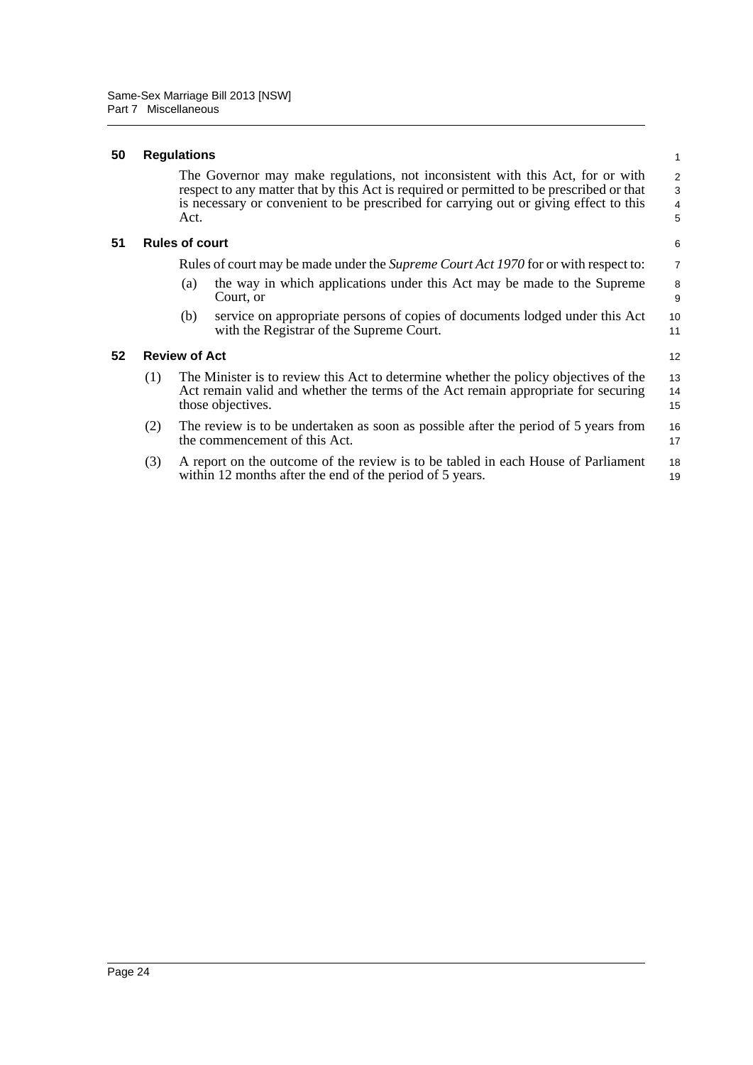### 50 Regulations

The Governor may make regulations, not inconsistent with this Act, for or with respect to any matter that by this Act is required or permitted to be prescribed or that is necessary or convenient to be prescribed for carrying out or giving effect to this Act.

### 51 Rules of court

Rules of court may be made under the *Supreme Court Act 1970* for or with respect to:

(a) the way in which applications under this Act may be made to the Supreme Court, or

(b) service on appropriate persons of copies of documents lodged under this Act with the Registrar of the Supreme Court.

### 52 Review of Act

(1) The Minister is to review this Act to determine whether the policy objectives of the Act remain valid and whether the terms of the Act remain appropriate for securing those objectives.

(2) The review is to be undertaken as soon as possible after the period of 5 years from the commencement of this Act.

(3) A report on the outcome of the review is to be tabled in each House of Parliament within 12 months after the end of the period of 5 years.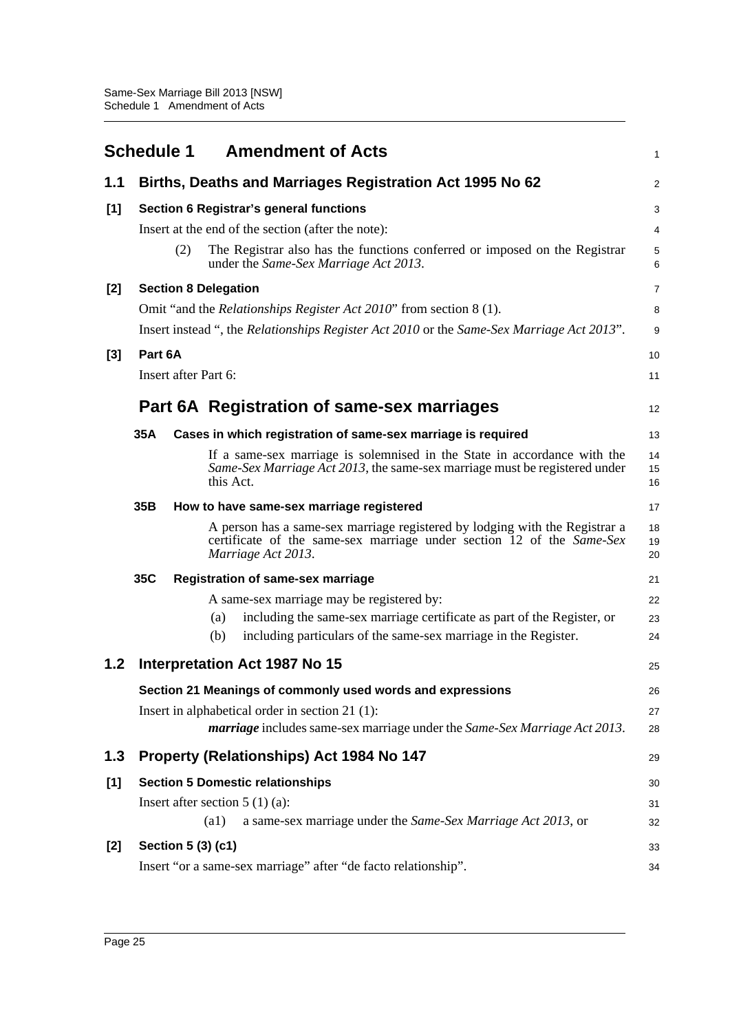# Schedule 1 Amendment of Acts

## 1.1 Births, Deaths and Marriages Registration Act 1995 No 62

### [1] Section 6 Registrar's general functions

Insert at the end of the section (after the note):

(2) The Registrar also has the functions conferred or imposed on the Registrar under the *Same-Sex Marriage Act 2013*.

### [2] Section 8 Delegation

Omit "and the *Relationships Register Act 2010*" from section 8 (1).

Insert instead ", the *Relationships Register Act 2010* or the *Same-Sex Marriage Act 2013*".

### [3] Part 6A

Insert after Part 6:

## Part 6A Registration of same-sex marriages

### 35A Cases in which registration of same-sex marriage is required

If a same-sex marriage is solemnised in the State in accordance with the *Same-Sex Marriage Act 2013*, the same-sex marriage must be registered under this Act.

### 35B How to have same-sex marriage registered

A person has a same-sex marriage registered by lodging with the Registrar a certificate of the same-sex marriage under section 12 of the *Same-Sex Marriage Act 2013*.

### 35C Registration of same-sex marriage

A same-sex marriage may be registered by:

(a) including the same-sex marriage certificate as part of the Register, or

(b) including particulars of the same-sex marriage in the Register.

## 1.2 Interpretation Act 1987 No 15

### Section 21 Meanings of commonly used words and expressions

Insert in alphabetical order in section 21 (1):

***marriage*** includes same-sex marriage under the *Same-Sex Marriage Act 2013*.

## 1.3 Property (Relationships) Act 1984 No 147

### [1] Section 5 Domestic relationships

Insert after section 5 (1) (a):

(a1) a same-sex marriage under the *Same-Sex Marriage Act 2013*, or

### [2] Section 5 (3) (c1)

Insert "or a same-sex marriage" after "de facto relationship".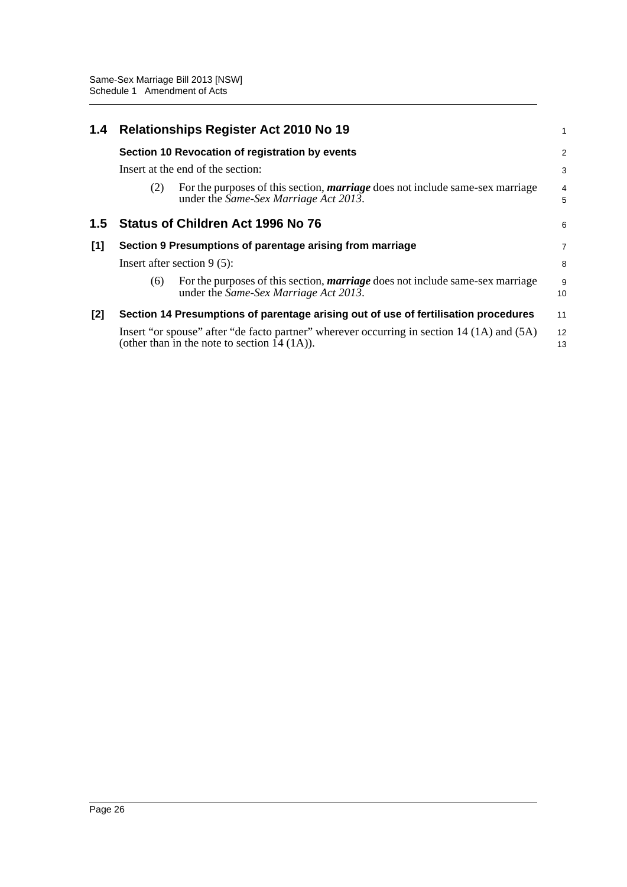## 1.4 Relationships Register Act 2010 No 19

### Section 10 Revocation of registration by events

Insert at the end of the section:

(2) For the purposes of this section, ***marriage*** does not include same-sex marriage under the *Same-Sex Marriage Act 2013*.

## 1.5 Status of Children Act 1996 No 76

### [1] Section 9 Presumptions of parentage arising from marriage

Insert after section 9 (5):

(6) For the purposes of this section, ***marriage*** does not include same-sex marriage under the *Same-Sex Marriage Act 2013*.

### [2] Section 14 Presumptions of parentage arising out of use of fertilisation procedures

Insert "or spouse" after "de facto partner" wherever occurring in section 14 (1A) and (5A) (other than in the note to section 14 (1A)).